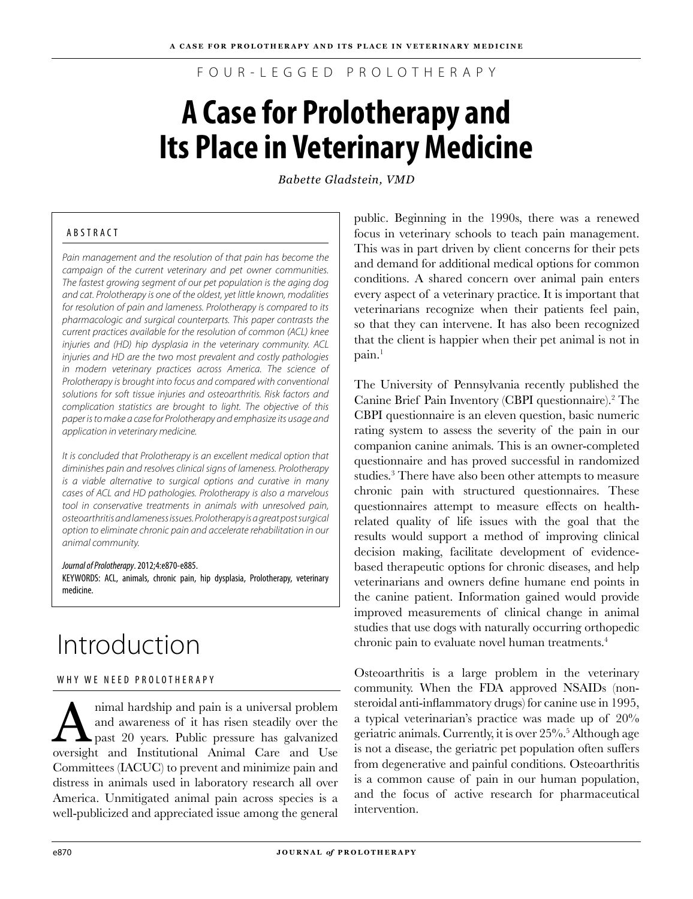FOUR-LEGGED PROLOTHERAPY

# A Case for Prolotherapy and Its Place in Veterinary Medicine

*Babette Gladstein, VMD*

## ABSTRACT

*Pain management and the resolution of that pain has become the campaign of the current veterinary and pet owner communities. The fastest growing segment of our pet population is the aging dog and cat. Prolotherapy is one of the oldest, yet little known, modalities for resolution of pain and lameness. Prolotherapy is compared to its pharmacologic and surgical counterparts. This paper contrasts the current practices available for the resolution of common (ACL) knee injuries and (HD) hip dysplasia in the veterinary community. ACL injuries and HD are the two most prevalent and costly pathologies in modern veterinary practices across America. The science of Prolotherapy is brought into focus and compared with conventional solutions for soft tissue injuries and osteoarthritis. Risk factors and complication statistics are brought to light. The objective of this paper is to make a case for Prolotherapy and emphasize its usage and application in veterinary medicine.*

*It is concluded that Prolotherapy is an excellent medical option that diminishes pain and resolves clinical signs of lameness. Prolotherapy is a viable alternative to surgical options and curative in many cases of ACL and HD pathologies. Prolotherapy is also a marvelous tool in conservative treatments in animals with unresolved pain, osteoarthritis and lameness issues. Prolotherapy is a great post surgical option to eliminate chronic pain and accelerate rehabilitation in our animal community.*

*Journal of Prolotherapy*. 2012;4:e870-e885.
KEYWORDS: ACL, animals, chronic pain, hip dysplasia, Prolotherapy, veterinary medicine.

# Introduction

## WHY WE NEED PROLOTHERAPY

Animal hardship and pain is a universal problem and awareness of it has risen steadily over the past 20 years. Public pressure has galvanized oversight and Institutional Animal Care and Use Committees (IACUC) to prevent and minimize pain and distress in animals used in laboratory research all over America. Unmitigated animal pain across species is a well-publicized and appreciated issue among the general public. Beginning in the 1990s, there was a renewed focus in veterinary schools to teach pain management. This was in part driven by client concerns for their pets and demand for additional medical options for common conditions. A shared concern over animal pain enters every aspect of a veterinary practice. It is important that veterinarians recognize when their patients feel pain, so that they can intervene. It has also been recognized that the client is happier when their pet animal is not in pain.[1]

The University of Pennsylvania recently published the Canine Brief Pain Inventory (CBPI questionnaire).[2] The CBPI questionnaire is an eleven question, basic numeric rating system to assess the severity of the pain in our companion canine animals. This is an owner-completed questionnaire and has proved successful in randomized studies.[3] There have also been other attempts to measure chronic pain with structured questionnaires. These questionnaires attempt to measure effects on health-related quality of life issues with the goal that the results would support a method of improving clinical decision making, facilitate development of evidence-based therapeutic options for chronic diseases, and help veterinarians and owners define humane end points in the canine patient. Information gained would provide improved measurements of clinical change in animal studies that use dogs with naturally occurring orthopedic chronic pain to evaluate novel human treatments.[4]

Osteoarthritis is a large problem in the veterinary community. When the FDA approved NSAIDs (non-steroidal anti-inflammatory drugs) for canine use in 1995, a typical veterinarian's practice was made up of 20% geriatric animals. Currently, it is over 25%.[5] Although age is not a disease, the geriatric pet population often suffers from degenerative and painful conditions. Osteoarthritis is a common cause of pain in our human population, and the focus of active research for pharmaceutical intervention.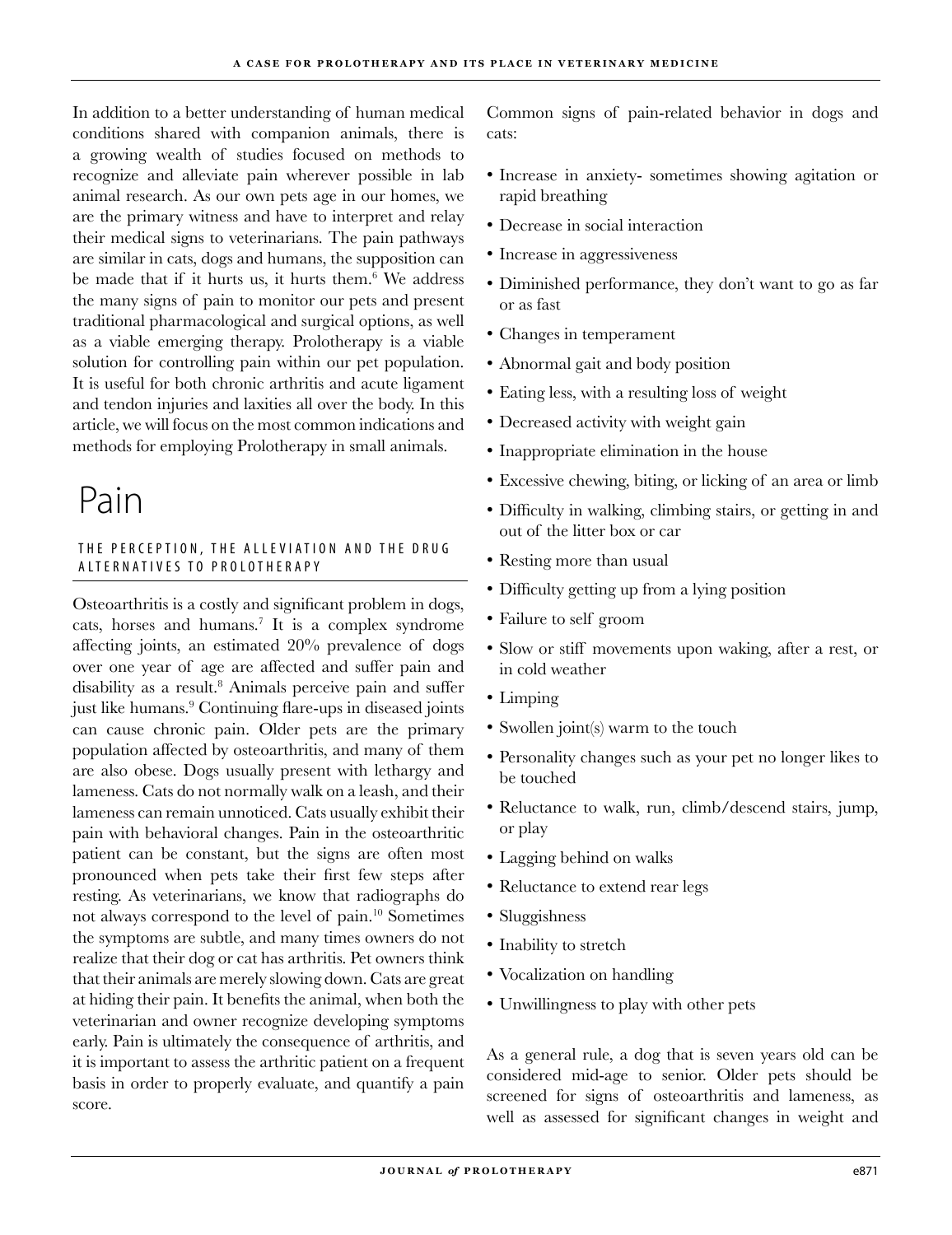In addition to a better understanding of human medical conditions shared with companion animals, there is a growing wealth of studies focused on methods to recognize and alleviate pain wherever possible in lab animal research. As our own pets age in our homes, we are the primary witness and have to interpret and relay their medical signs to veterinarians. The pain pathways are similar in cats, dogs and humans, the supposition can be made that if it hurts us, it hurts them.[6] We address the many signs of pain to monitor our pets and present traditional pharmacological and surgical options, as well as a viable emerging therapy. Prolotherapy is a viable solution for controlling pain within our pet population. It is useful for both chronic arthritis and acute ligament and tendon injuries and laxities all over the body. In this article, we will focus on the most common indications and methods for employing Prolotherapy in small animals.

# Pain

### THE PERCEPTION, THE ALLEVIATION AND THE DRUG ALTERNATIVES TO PROLOTHERAPY

Osteoarthritis is a costly and significant problem in dogs, cats, horses and humans.[7] It is a complex syndrome affecting joints, an estimated 20% prevalence of dogs over one year of age are affected and suffer pain and disability as a result.[8] Animals perceive pain and suffer just like humans.[9] Continuing flare-ups in diseased joints can cause chronic pain. Older pets are the primary population affected by osteoarthritis, and many of them are also obese. Dogs usually present with lethargy and lameness. Cats do not normally walk on a leash, and their lameness can remain unnoticed. Cats usually exhibit their pain with behavioral changes. Pain in the osteoarthritic patient can be constant, but the signs are often most pronounced when pets take their first few steps after resting. As veterinarians, we know that radiographs do not always correspond to the level of pain.[10] Sometimes the symptoms are subtle, and many times owners do not realize that their dog or cat has arthritis. Pet owners think that their animals are merely slowing down. Cats are great at hiding their pain. It benefits the animal, when both the veterinarian and owner recognize developing symptoms early. Pain is ultimately the consequence of arthritis, and it is important to assess the arthritic patient on a frequent basis in order to properly evaluate, and quantify a pain score.

Common signs of pain-related behavior in dogs and cats:

- Increase in anxiety- sometimes showing agitation or rapid breathing
- Decrease in social interaction
- Increase in aggressiveness
- Diminished performance, they don't want to go as far or as fast
- Changes in temperament
- Abnormal gait and body position
- Eating less, with a resulting loss of weight
- Decreased activity with weight gain
- Inappropriate elimination in the house
- Excessive chewing, biting, or licking of an area or limb
- Difficulty in walking, climbing stairs, or getting in and out of the litter box or car
- Resting more than usual
- Difficulty getting up from a lying position
- Failure to self groom
- Slow or stiff movements upon waking, after a rest, or in cold weather
- Limping
- Swollen joint(s) warm to the touch
- Personality changes such as your pet no longer likes to be touched
- Reluctance to walk, run, climb/descend stairs, jump, or play
- Lagging behind on walks
- Reluctance to extend rear legs
- Sluggishness
- Inability to stretch
- Vocalization on handling
- Unwillingness to play with other pets

As a general rule, a dog that is seven years old can be considered mid-age to senior. Older pets should be screened for signs of osteoarthritis and lameness, as well as assessed for significant changes in weight and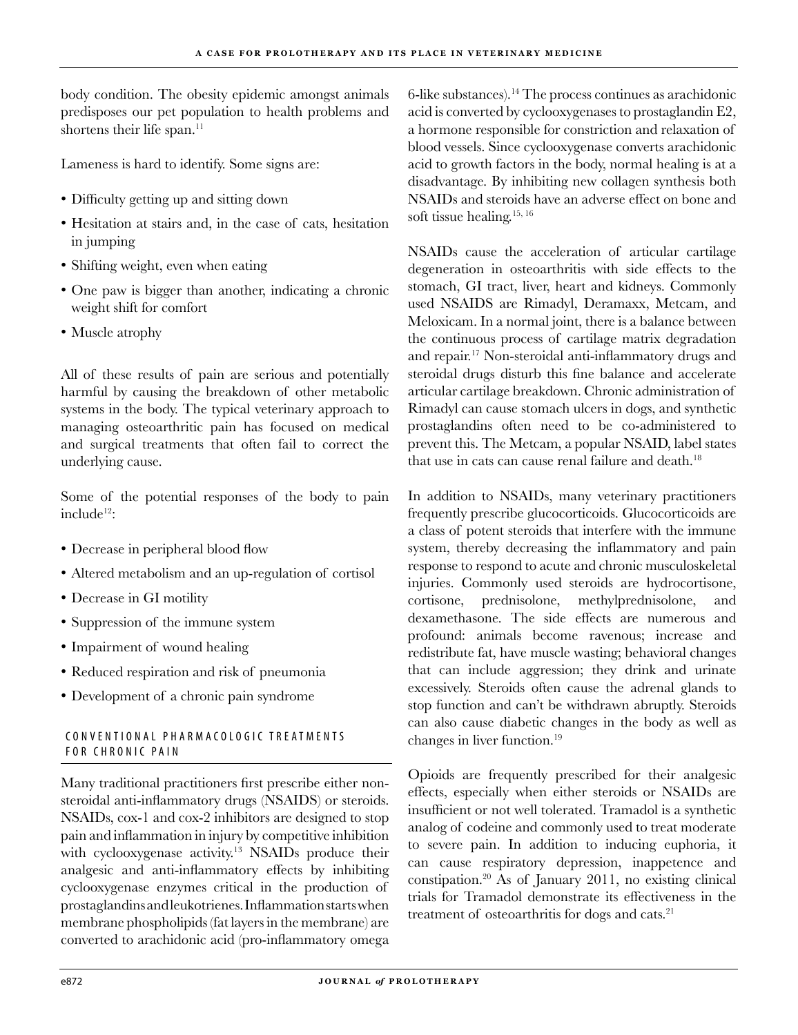body condition. The obesity epidemic amongst animals predisposes our pet population to health problems and shortens their life span.[11]

Lameness is hard to identify. Some signs are:

- Difficulty getting up and sitting down
- Hesitation at stairs and, in the case of cats, hesitation in jumping
- Shifting weight, even when eating
- One paw is bigger than another, indicating a chronic weight shift for comfort
- Muscle atrophy

All of these results of pain are serious and potentially harmful by causing the breakdown of other metabolic systems in the body. The typical veterinary approach to managing osteoarthritic pain has focused on medical and surgical treatments that often fail to correct the underlying cause.

Some of the potential responses of the body to pain include[12]:

- Decrease in peripheral blood flow
- Altered metabolism and an up-regulation of cortisol
- Decrease in GI motility
- Suppression of the immune system
- Impairment of wound healing
- Reduced respiration and risk of pneumonia
- Development of a chronic pain syndrome

## CONVENTIONAL PHARMACOLOGIC TREATMENTS FOR CHRONIC PAIN

Many traditional practitioners first prescribe either non-steroidal anti-inflammatory drugs (NSAIDS) or steroids. NSAIDs, cox-1 and cox-2 inhibitors are designed to stop pain and inflammation in injury by competitive inhibition with cyclooxygenase activity.[13] NSAIDs produce their analgesic and anti-inflammatory effects by inhibiting cyclooxygenase enzymes critical in the production of prostaglandins and leukotrienes. Inflammation starts when membrane phospholipids (fat layers in the membrane) are converted to arachidonic acid (pro-inflammatory omega 6-like substances).[14] The process continues as arachidonic acid is converted by cyclooxygenases to prostaglandin E2, a hormone responsible for constriction and relaxation of blood vessels. Since cyclooxygenase converts arachidonic acid to growth factors in the body, normal healing is at a disadvantage. By inhibiting new collagen synthesis both NSAIDs and steroids have an adverse effect on bone and soft tissue healing.[15, 16]

NSAIDs cause the acceleration of articular cartilage degeneration in osteoarthritis with side effects to the stomach, GI tract, liver, heart and kidneys. Commonly used NSAIDS are Rimadyl, Deramaxx, Metcam, and Meloxicam. In a normal joint, there is a balance between the continuous process of cartilage matrix degradation and repair.[17] Non-steroidal anti-inflammatory drugs and steroidal drugs disturb this fine balance and accelerate articular cartilage breakdown. Chronic administration of Rimadyl can cause stomach ulcers in dogs, and synthetic prostaglandins often need to be co-administered to prevent this. The Metcam, a popular NSAID, label states that use in cats can cause renal failure and death.[18]

In addition to NSAIDs, many veterinary practitioners frequently prescribe glucocorticoids. Glucocorticoids are a class of potent steroids that interfere with the immune system, thereby decreasing the inflammatory and pain response to respond to acute and chronic musculoskeletal injuries. Commonly used steroids are hydrocortisone, cortisone, prednisolone, methylprednisolone, and dexamethasone. The side effects are numerous and profound: animals become ravenous; increase and redistribute fat, have muscle wasting; behavioral changes that can include aggression; they drink and urinate excessively. Steroids often cause the adrenal glands to stop function and can't be withdrawn abruptly. Steroids can also cause diabetic changes in the body as well as changes in liver function.[19]

Opioids are frequently prescribed for their analgesic effects, especially when either steroids or NSAIDs are insufficient or not well tolerated. Tramadol is a synthetic analog of codeine and commonly used to treat moderate to severe pain. In addition to inducing euphoria, it can cause respiratory depression, inappetence and constipation.[20] As of January 2011, no existing clinical trials for Tramadol demonstrate its effectiveness in the treatment of osteoarthritis for dogs and cats.[21]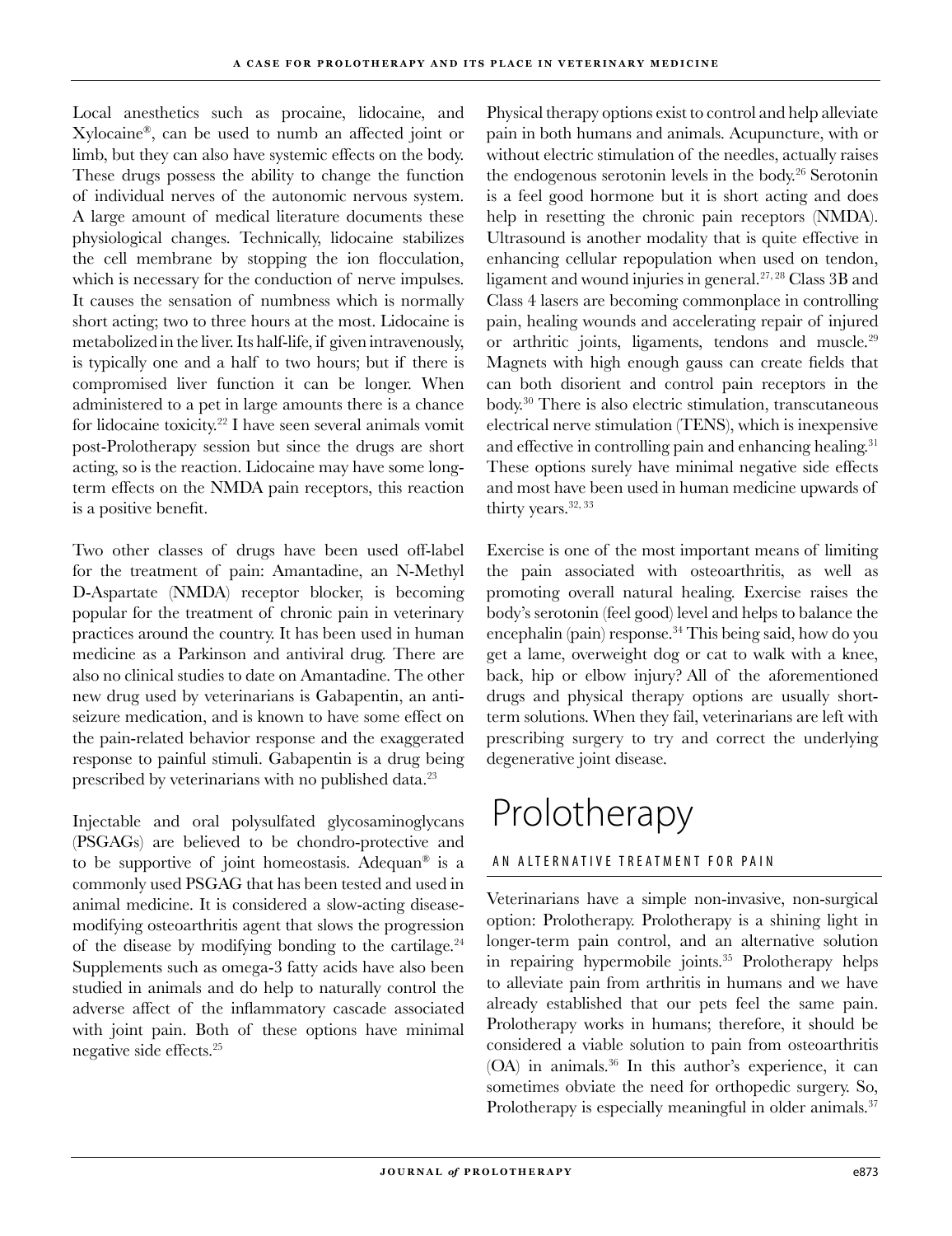Local anesthetics such as procaine, lidocaine, and Xylocaine®, can be used to numb an affected joint or limb, but they can also have systemic effects on the body. These drugs possess the ability to change the function of individual nerves of the autonomic nervous system. A large amount of medical literature documents these physiological changes. Technically, lidocaine stabilizes the cell membrane by stopping the ion flocculation, which is necessary for the conduction of nerve impulses. It causes the sensation of numbness which is normally short acting; two to three hours at the most. Lidocaine is metabolized in the liver. Its half-life, if given intravenously, is typically one and a half to two hours; but if there is compromised liver function it can be longer. When administered to a pet in large amounts there is a chance for lidocaine toxicity.[22] I have seen several animals vomit post-Prolotherapy session but since the drugs are short acting, so is the reaction. Lidocaine may have some long-term effects on the NMDA pain receptors, this reaction is a positive benefit.

Two other classes of drugs have been used off-label for the treatment of pain: Amantadine, an N-Methyl D-Aspartate (NMDA) receptor blocker, is becoming popular for the treatment of chronic pain in veterinary practices around the country. It has been used in human medicine as a Parkinson and antiviral drug. There are also no clinical studies to date on Amantadine. The other new drug used by veterinarians is Gabapentin, an anti-seizure medication, and is known to have some effect on the pain-related behavior response and the exaggerated response to painful stimuli. Gabapentin is a drug being prescribed by veterinarians with no published data.[23]

Injectable and oral polysulfated glycosaminoglycans (PSGAGs) are believed to be chondro-protective and to be supportive of joint homeostasis. Adequan® is a commonly used PSGAG that has been tested and used in animal medicine. It is considered a slow-acting disease-modifying osteoarthritis agent that slows the progression of the disease by modifying bonding to the cartilage.[24] Supplements such as omega-3 fatty acids have also been studied in animals and do help to naturally control the adverse affect of the inflammatory cascade associated with joint pain. Both of these options have minimal negative side effects.[25]

Physical therapy options exist to control and help alleviate pain in both humans and animals. Acupuncture, with or without electric stimulation of the needles, actually raises the endogenous serotonin levels in the body.[26] Serotonin is a feel good hormone but it is short acting and does help in resetting the chronic pain receptors (NMDA). Ultrasound is another modality that is quite effective in enhancing cellular repopulation when used on tendon, ligament and wound injuries in general.[27, 28] Class 3B and Class 4 lasers are becoming commonplace in controlling pain, healing wounds and accelerating repair of injured or arthritic joints, ligaments, tendons and muscle.[29] Magnets with high enough gauss can create fields that can both disorient and control pain receptors in the body.[30] There is also electric stimulation, transcutaneous electrical nerve stimulation (TENS), which is inexpensive and effective in controlling pain and enhancing healing.[31] These options surely have minimal negative side effects and most have been used in human medicine upwards of thirty years.[32, 33]

Exercise is one of the most important means of limiting the pain associated with osteoarthritis, as well as promoting overall natural healing. Exercise raises the body's serotonin (feel good) level and helps to balance the encephalin (pain) response.[34] This being said, how do you get a lame, overweight dog or cat to walk with a knee, back, hip or elbow injury? All of the aforementioned drugs and physical therapy options are usually short-term solutions. When they fail, veterinarians are left with prescribing surgery to try and correct the underlying degenerative joint disease.

# Prolotherapy

### AN ALTERNATIVE TREATMENT FOR PAIN

Veterinarians have a simple non-invasive, non-surgical option: Prolotherapy. Prolotherapy is a shining light in longer-term pain control, and an alternative solution in repairing hypermobile joints.[35] Prolotherapy helps to alleviate pain from arthritis in humans and we have already established that our pets feel the same pain. Prolotherapy works in humans; therefore, it should be considered a viable solution to pain from osteoarthritis (OA) in animals.[36] In this author's experience, it can sometimes obviate the need for orthopedic surgery. So, Prolotherapy is especially meaningful in older animals.[37]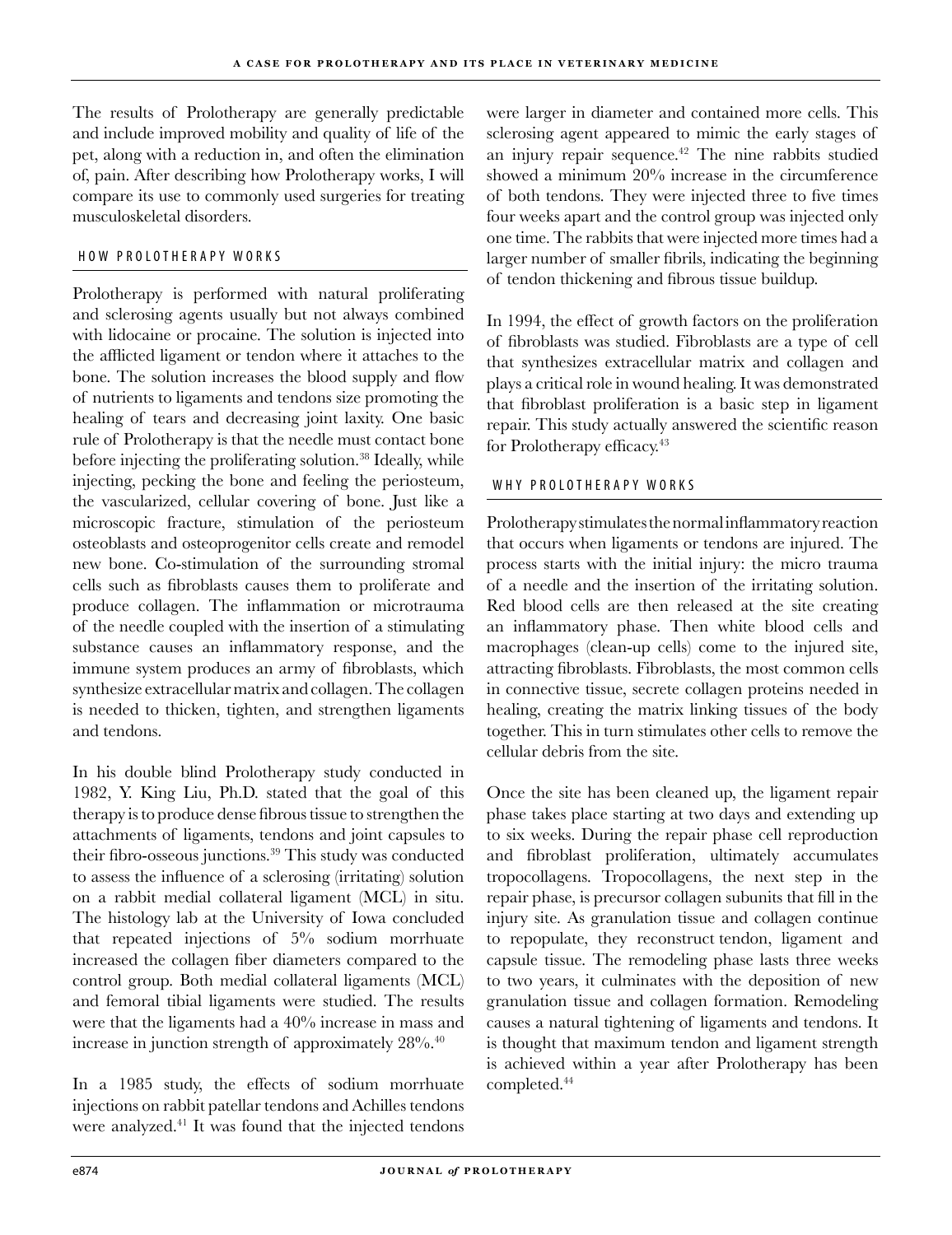The results of Prolotherapy are generally predictable and include improved mobility and quality of life of the pet, along with a reduction in, and often the elimination of, pain. After describing how Prolotherapy works, I will compare its use to commonly used surgeries for treating musculoskeletal disorders.

## HOW PROLOTHERAPY WORKS

Prolotherapy is performed with natural proliferating and sclerosing agents usually but not always combined with lidocaine or procaine. The solution is injected into the afflicted ligament or tendon where it attaches to the bone. The solution increases the blood supply and flow of nutrients to ligaments and tendons size promoting the healing of tears and decreasing joint laxity. One basic rule of Prolotherapy is that the needle must contact bone before injecting the proliferating solution.[38] Ideally, while injecting, pecking the bone and feeling the periosteum, the vascularized, cellular covering of bone. Just like a microscopic fracture, stimulation of the periosteum osteoblasts and osteoprogenitor cells create and remodel new bone. Co-stimulation of the surrounding stromal cells such as fibroblasts causes them to proliferate and produce collagen. The inflammation or microtrauma of the needle coupled with the insertion of a stimulating substance causes an inflammatory response, and the immune system produces an army of fibroblasts, which synthesize extracellular matrix and collagen. The collagen is needed to thicken, tighten, and strengthen ligaments and tendons.

In his double blind Prolotherapy study conducted in 1982, Y. King Liu, Ph.D. stated that the goal of this therapy is to produce dense fibrous tissue to strengthen the attachments of ligaments, tendons and joint capsules to their fibro-osseous junctions.[39] This study was conducted to assess the influence of a sclerosing (irritating) solution on a rabbit medial collateral ligament (MCL) in situ. The histology lab at the University of Iowa concluded that repeated injections of 5% sodium morrhuate increased the collagen fiber diameters compared to the control group. Both medial collateral ligaments (MCL) and femoral tibial ligaments were studied. The results were that the ligaments had a 40% increase in mass and increase in junction strength of approximately 28%.[40]

In a 1985 study, the effects of sodium morrhuate injections on rabbit patellar tendons and Achilles tendons were analyzed.[41] It was found that the injected tendons were larger in diameter and contained more cells. This sclerosing agent appeared to mimic the early stages of an injury repair sequence.[42] The nine rabbits studied showed a minimum 20% increase in the circumference of both tendons. They were injected three to five times four weeks apart and the control group was injected only one time. The rabbits that were injected more times had a larger number of smaller fibrils, indicating the beginning of tendon thickening and fibrous tissue buildup.

In 1994, the effect of growth factors on the proliferation of fibroblasts was studied. Fibroblasts are a type of cell that synthesizes extracellular matrix and collagen and plays a critical role in wound healing. It was demonstrated that fibroblast proliferation is a basic step in ligament repair. This study actually answered the scientific reason for Prolotherapy efficacy.[43]

## WHY PROLOTHERAPY WORKS

Prolotherapy stimulates the normal inflammatory reaction that occurs when ligaments or tendons are injured. The process starts with the initial injury: the micro trauma of a needle and the insertion of the irritating solution. Red blood cells are then released at the site creating an inflammatory phase. Then white blood cells and macrophages (clean-up cells) come to the injured site, attracting fibroblasts. Fibroblasts, the most common cells in connective tissue, secrete collagen proteins needed in healing, creating the matrix linking tissues of the body together. This in turn stimulates other cells to remove the cellular debris from the site.

Once the site has been cleaned up, the ligament repair phase takes place starting at two days and extending up to six weeks. During the repair phase cell reproduction and fibroblast proliferation, ultimately accumulates tropocollagens. Tropocollagens, the next step in the repair phase, is precursor collagen subunits that fill in the injury site. As granulation tissue and collagen continue to repopulate, they reconstruct tendon, ligament and capsule tissue. The remodeling phase lasts three weeks to two years, it culminates with the deposition of new granulation tissue and collagen formation. Remodeling causes a natural tightening of ligaments and tendons. It is thought that maximum tendon and ligament strength is achieved within a year after Prolotherapy has been completed.[44]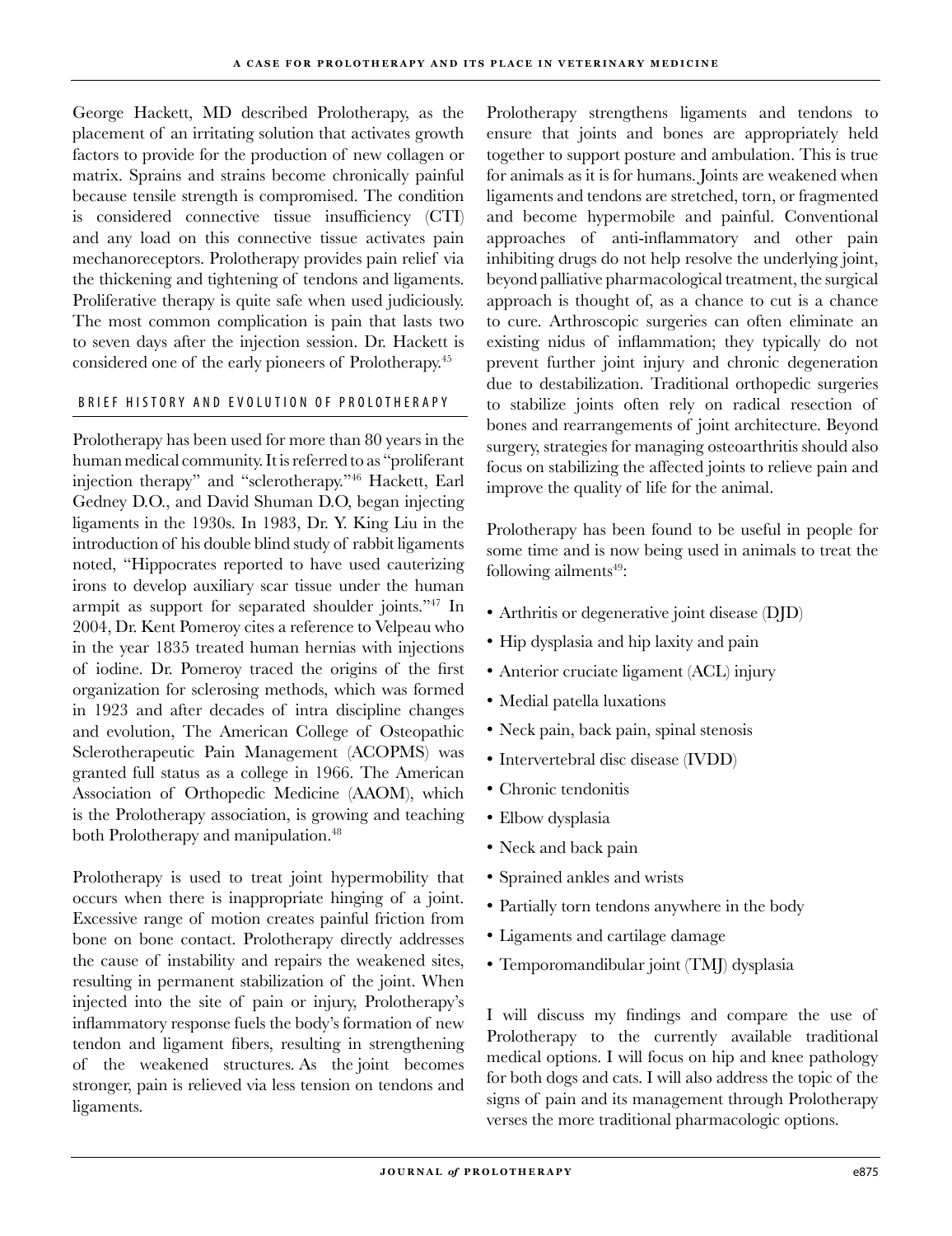George Hackett, MD described Prolotherapy, as the placement of an irritating solution that activates growth factors to provide for the production of new collagen or matrix. Sprains and strains become chronically painful because tensile strength is compromised. The condition is considered connective tissue insufficiency (CTI) and any load on this connective tissue activates pain mechanoreceptors. Prolotherapy provides pain relief via the thickening and tightening of tendons and ligaments. Proliferative therapy is quite safe when used judiciously. The most common complication is pain that lasts two to seven days after the injection session. Dr. Hackett is considered one of the early pioneers of Prolotherapy.[45]

## BRIEF HISTORY AND EVOLUTION OF PROLOTHERAPY

Prolotherapy has been used for more than 80 years in the human medical community. It is referred to as "proliferant injection therapy" and "sclerotherapy."[46] Hackett, Earl Gedney D.O., and David Shuman D.O, began injecting ligaments in the 1930s. In 1983, Dr. Y. King Liu in the introduction of his double blind study of rabbit ligaments noted, "Hippocrates reported to have used cauterizing irons to develop auxiliary scar tissue under the human armpit as support for separated shoulder joints."[47] In 2004, Dr. Kent Pomeroy cites a reference to Velpeau who in the year 1835 treated human hernias with injections of iodine. Dr. Pomeroy traced the origins of the first organization for sclerosing methods, which was formed in 1923 and after decades of intra discipline changes and evolution, The American College of Osteopathic Sclerotherapeutic Pain Management (ACOPMS) was granted full status as a college in 1966. The American Association of Orthopedic Medicine (AAOM), which is the Prolotherapy association, is growing and teaching both Prolotherapy and manipulation.[48]

Prolotherapy is used to treat joint hypermobility that occurs when there is inappropriate hinging of a joint. Excessive range of motion creates painful friction from bone on bone contact. Prolotherapy directly addresses the cause of instability and repairs the weakened sites, resulting in permanent stabilization of the joint. When injected into the site of pain or injury, Prolotherapy's inflammatory response fuels the body's formation of new tendon and ligament fibers, resulting in strengthening of the weakened structures. As the joint becomes stronger, pain is relieved via less tension on tendons and ligaments.

Prolotherapy strengthens ligaments and tendons to ensure that joints and bones are appropriately held together to support posture and ambulation. This is true for animals as it is for humans. Joints are weakened when ligaments and tendons are stretched, torn, or fragmented and become hypermobile and painful. Conventional approaches of anti-inflammatory and other pain inhibiting drugs do not help resolve the underlying joint, beyond palliative pharmacological treatment, the surgical approach is thought of, as a chance to cut is a chance to cure. Arthroscopic surgeries can often eliminate an existing nidus of inflammation; they typically do not prevent further joint injury and chronic degeneration due to destabilization. Traditional orthopedic surgeries to stabilize joints often rely on radical resection of bones and rearrangements of joint architecture. Beyond surgery, strategies for managing osteoarthritis should also focus on stabilizing the affected joints to relieve pain and improve the quality of life for the animal.

Prolotherapy has been found to be useful in people for some time and is now being used in animals to treat the following ailments[49]:

- Arthritis or degenerative joint disease (DJD)
- Hip dysplasia and hip laxity and pain
- Anterior cruciate ligament (ACL) injury
- Medial patella luxations
- Neck pain, back pain, spinal stenosis
- Intervertebral disc disease (IVDD)
- Chronic tendonitis
- Elbow dysplasia
- Neck and back pain
- Sprained ankles and wrists
- Partially torn tendons anywhere in the body
- Ligaments and cartilage damage
- Temporomandibular joint (TMJ) dysplasia

I will discuss my findings and compare the use of Prolotherapy to the currently available traditional medical options. I will focus on hip and knee pathology for both dogs and cats. I will also address the topic of the signs of pain and its management through Prolotherapy verses the more traditional pharmacologic options.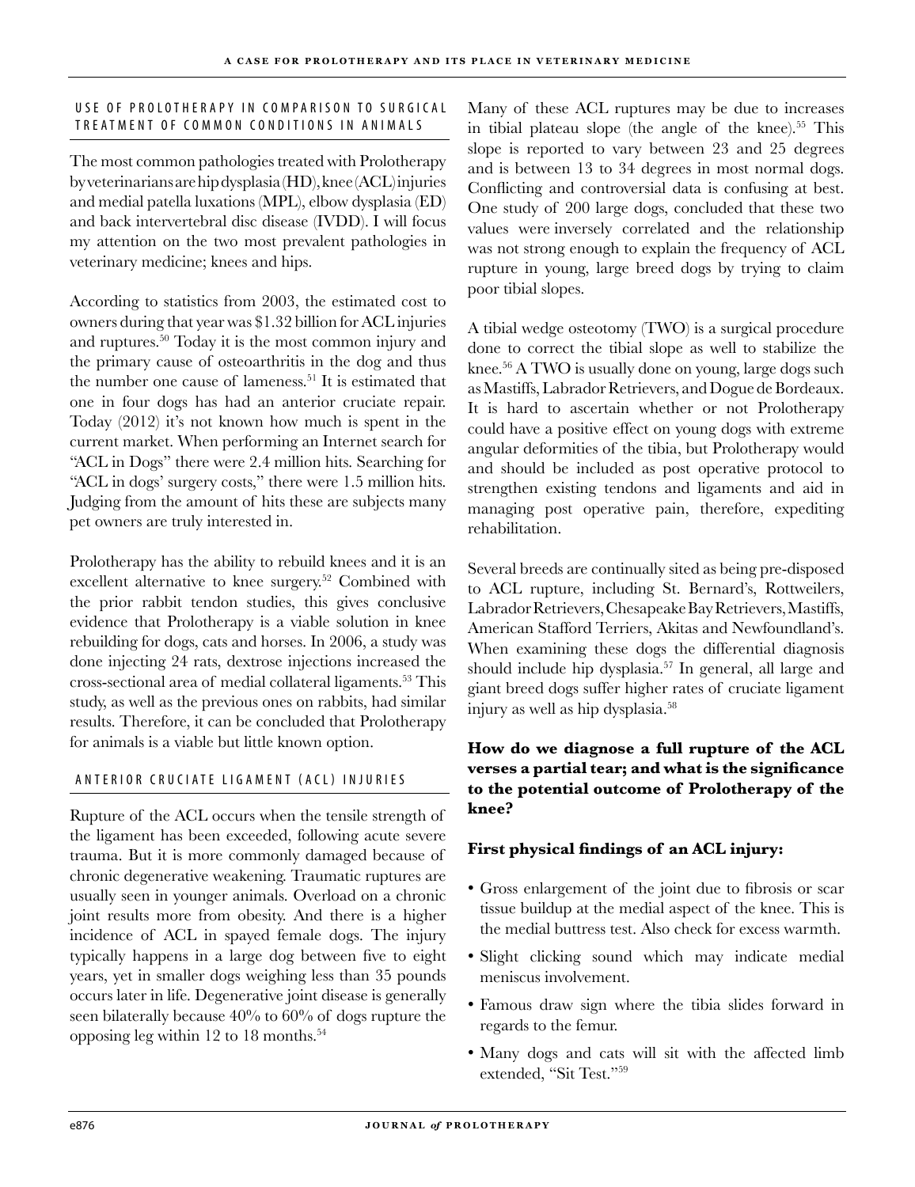## USE OF PROLOTHERAPY IN COMPARISON TO SURGICAL TREATMENT OF COMMON CONDITIONS IN ANIMALS

The most common pathologies treated with Prolotherapy by veterinarians are hip dysplasia (HD), knee (ACL) injuries and medial patella luxations (MPL), elbow dysplasia (ED) and back intervertebral disc disease (IVDD). I will focus my attention on the two most prevalent pathologies in veterinary medicine; knees and hips.

According to statistics from 2003, the estimated cost to owners during that year was $1.32 billion for ACL injuries and ruptures.[50] Today it is the most common injury and the primary cause of osteoarthritis in the dog and thus the number one cause of lameness.[51] It is estimated that one in four dogs has had an anterior cruciate repair. Today (2012) it's not known how much is spent in the current market. When performing an Internet search for "ACL in Dogs" there were 2.4 million hits. Searching for "ACL in dogs' surgery costs," there were 1.5 million hits. Judging from the amount of hits these are subjects many pet owners are truly interested in.

Prolotherapy has the ability to rebuild knees and it is an excellent alternative to knee surgery.[52] Combined with the prior rabbit tendon studies, this gives conclusive evidence that Prolotherapy is a viable solution in knee rebuilding for dogs, cats and horses. In 2006, a study was done injecting 24 rats, dextrose injections increased the cross-sectional area of medial collateral ligaments.[53] This study, as well as the previous ones on rabbits, had similar results. Therefore, it can be concluded that Prolotherapy for animals is a viable but little known option.

## ANTERIOR CRUCIATE LIGAMENT (ACL) INJURIES

Rupture of the ACL occurs when the tensile strength of the ligament has been exceeded, following acute severe trauma. But it is more commonly damaged because of chronic degenerative weakening. Traumatic ruptures are usually seen in younger animals. Overload on a chronic joint results more from obesity. And there is a higher incidence of ACL in spayed female dogs. The injury typically happens in a large dog between five to eight years, yet in smaller dogs weighing less than 35 pounds occurs later in life. Degenerative joint disease is generally seen bilaterally because 40% to 60% of dogs rupture the opposing leg within 12 to 18 months.[54]

Many of these ACL ruptures may be due to increases in tibial plateau slope (the angle of the knee).[55] This slope is reported to vary between 23 and 25 degrees and is between 13 to 34 degrees in most normal dogs. Conflicting and controversial data is confusing at best. One study of 200 large dogs, concluded that these two values were inversely correlated and the relationship was not strong enough to explain the frequency of ACL rupture in young, large breed dogs by trying to claim poor tibial slopes.

A tibial wedge osteotomy (TWO) is a surgical procedure done to correct the tibial slope as well to stabilize the knee.[56] A TWO is usually done on young, large dogs such as Mastiffs, Labrador Retrievers, and Dogue de Bordeaux. It is hard to ascertain whether or not Prolotherapy could have a positive effect on young dogs with extreme angular deformities of the tibia, but Prolotherapy would and should be included as post operative protocol to strengthen existing tendons and ligaments and aid in managing post operative pain, therefore, expediting rehabilitation.

Several breeds are continually sited as being pre-disposed to ACL rupture, including St. Bernard's, Rottweilers, Labrador Retrievers, Chesapeake Bay Retrievers, Mastiffs, American Stafford Terriers, Akitas and Newfoundland's. When examining these dogs the differential diagnosis should include hip dysplasia.[57] In general, all large and giant breed dogs suffer higher rates of cruciate ligament injury as well as hip dysplasia.[58]

**How do we diagnose a full rupture of the ACL verses a partial tear; and what is the significance to the potential outcome of Prolotherapy of the knee?**

**First physical findings of an ACL injury:**

- Gross enlargement of the joint due to fibrosis or scar tissue buildup at the medial aspect of the knee. This is the medial buttress test. Also check for excess warmth.
- Slight clicking sound which may indicate medial meniscus involvement.
- Famous draw sign where the tibia slides forward in regards to the femur.
- Many dogs and cats will sit with the affected limb extended, "Sit Test."[59]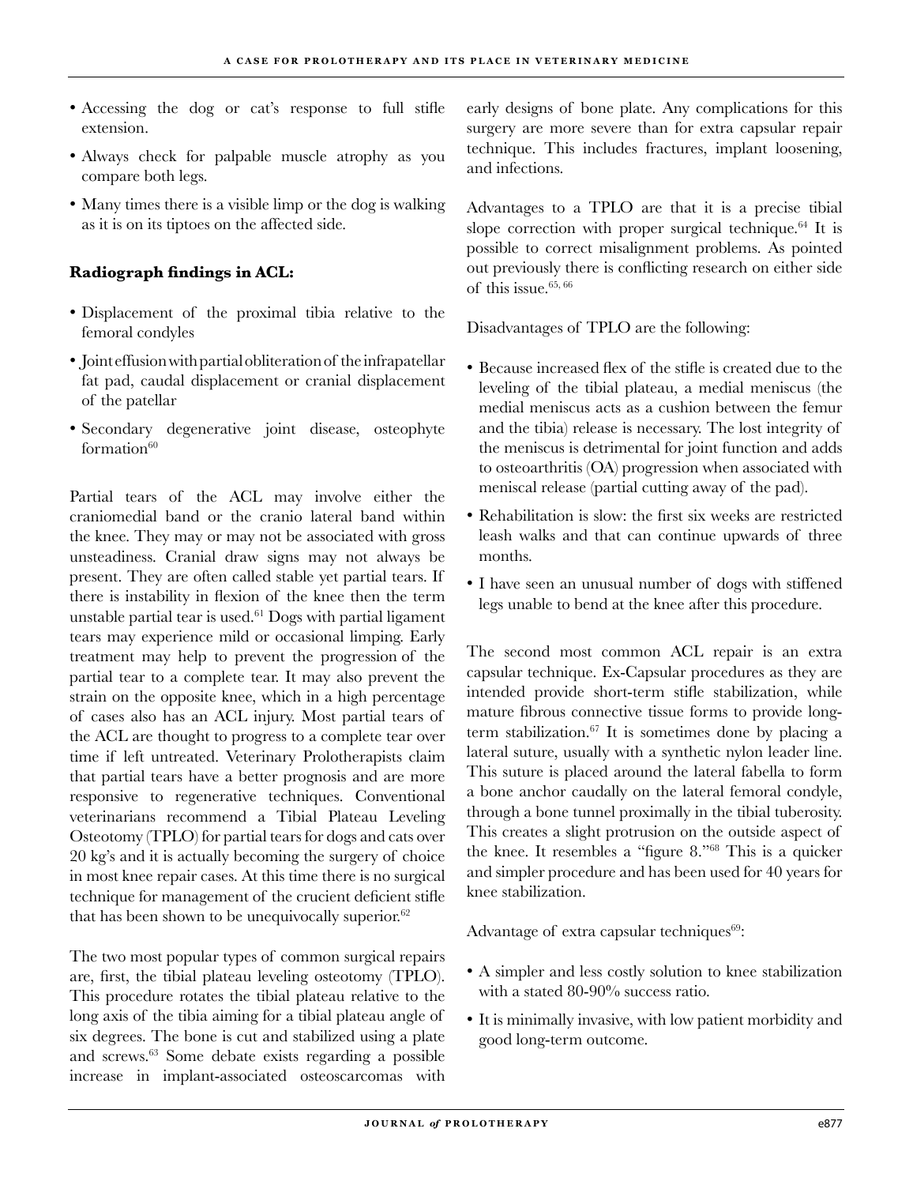- Accessing the dog or cat's response to full stifle extension.
- Always check for palpable muscle atrophy as you compare both legs.
- Many times there is a visible limp or the dog is walking as it is on its tiptoes on the affected side.

**Radiograph findings in ACL:**

- Displacement of the proximal tibia relative to the femoral condyles
- Joint effusion with partial obliteration of the infrapatellar fat pad, caudal displacement or cranial displacement of the patellar
- Secondary degenerative joint disease, osteophyte formation[60]

Partial tears of the ACL may involve either the craniomedial band or the cranio lateral band within the knee. They may or may not be associated with gross unsteadiness. Cranial draw signs may not always be present. They are often called stable yet partial tears. If there is instability in flexion of the knee then the term unstable partial tear is used.[61] Dogs with partial ligament tears may experience mild or occasional limping. Early treatment may help to prevent the progression of the partial tear to a complete tear. It may also prevent the strain on the opposite knee, which in a high percentage of cases also has an ACL injury. Most partial tears of the ACL are thought to progress to a complete tear over time if left untreated. Veterinary Prolotherapists claim that partial tears have a better prognosis and are more responsive to regenerative techniques. Conventional veterinarians recommend a Tibial Plateau Leveling Osteotomy (TPLO) for partial tears for dogs and cats over 20 kg's and it is actually becoming the surgery of choice in most knee repair cases. At this time there is no surgical technique for management of the crucient deficient stifle that has been shown to be unequivocally superior.[62]

The two most popular types of common surgical repairs are, first, the tibial plateau leveling osteotomy (TPLO). This procedure rotates the tibial plateau relative to the long axis of the tibia aiming for a tibial plateau angle of six degrees. The bone is cut and stabilized using a plate and screws.[63] Some debate exists regarding a possible increase in implant-associated osteoscarcomas with early designs of bone plate. Any complications for this surgery are more severe than for extra capsular repair technique. This includes fractures, implant loosening, and infections.

Advantages to a TPLO are that it is a precise tibial slope correction with proper surgical technique.[64] It is possible to correct misalignment problems. As pointed out previously there is conflicting research on either side of this issue.[65, 66]

Disadvantages of TPLO are the following:

- Because increased flex of the stifle is created due to the leveling of the tibial plateau, a medial meniscus (the medial meniscus acts as a cushion between the femur and the tibia) release is necessary. The lost integrity of the meniscus is detrimental for joint function and adds to osteoarthritis (OA) progression when associated with meniscal release (partial cutting away of the pad).
- Rehabilitation is slow: the first six weeks are restricted leash walks and that can continue upwards of three months.
- I have seen an unusual number of dogs with stiffened legs unable to bend at the knee after this procedure.

The second most common ACL repair is an extra capsular technique. Ex-Capsular procedures as they are intended provide short-term stifle stabilization, while mature fibrous connective tissue forms to provide long-term stabilization.[67] It is sometimes done by placing a lateral suture, usually with a synthetic nylon leader line. This suture is placed around the lateral fabella to form a bone anchor caudally on the lateral femoral condyle, through a bone tunnel proximally in the tibial tuberosity. This creates a slight protrusion on the outside aspect of the knee. It resembles a "figure 8."[68] This is a quicker and simpler procedure and has been used for 40 years for knee stabilization.

Advantage of extra capsular techniques[69]:

- A simpler and less costly solution to knee stabilization with a stated 80-90% success ratio.
- It is minimally invasive, with low patient morbidity and good long-term outcome.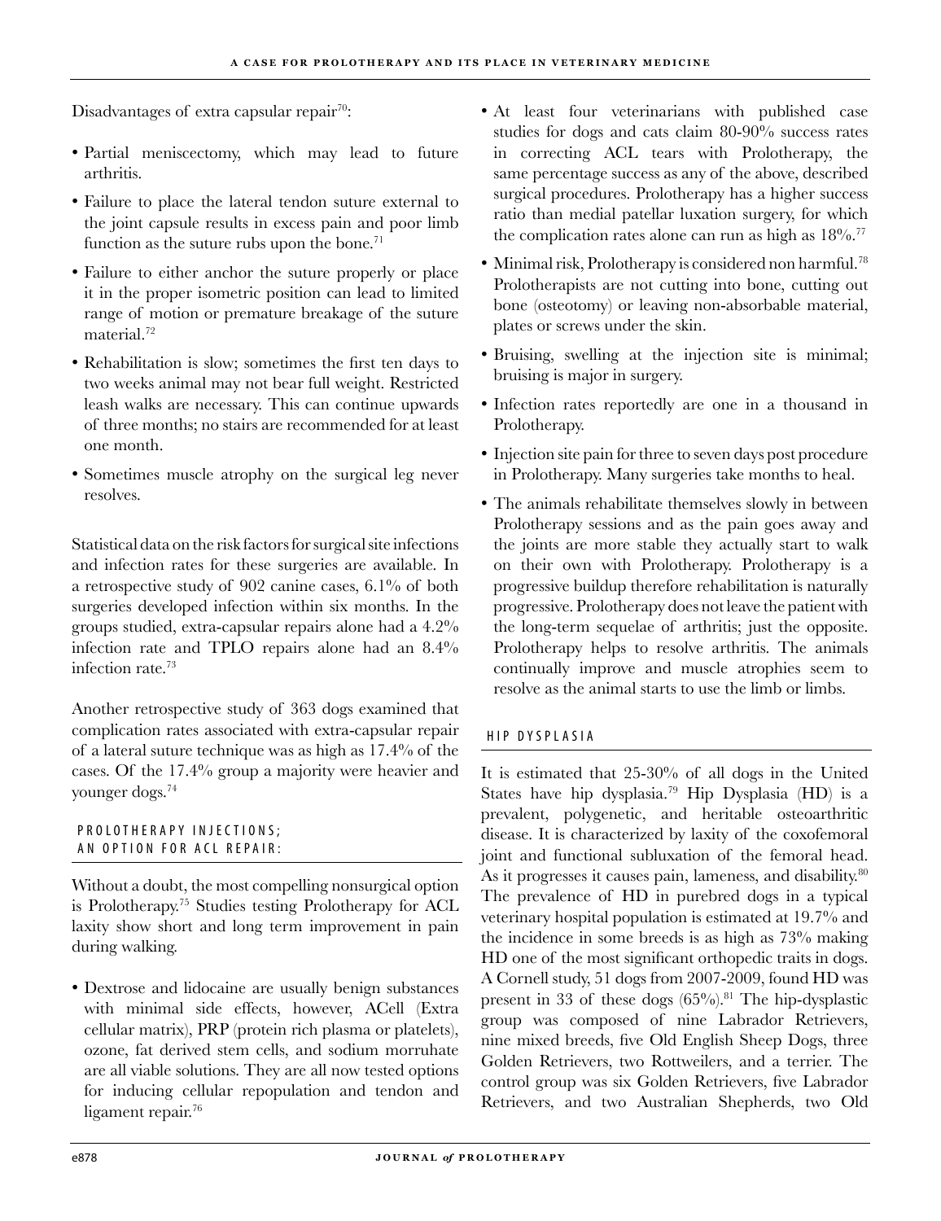Disadvantages of extra capsular repair[70]:

- Partial meniscectomy, which may lead to future arthritis.
- Failure to place the lateral tendon suture external to the joint capsule results in excess pain and poor limb function as the suture rubs upon the bone.[71]
- Failure to either anchor the suture properly or place it in the proper isometric position can lead to limited range of motion or premature breakage of the suture material.[72]
- Rehabilitation is slow; sometimes the first ten days to two weeks animal may not bear full weight. Restricted leash walks are necessary. This can continue upwards of three months; no stairs are recommended for at least one month.
- Sometimes muscle atrophy on the surgical leg never resolves.

Statistical data on the risk factors for surgical site infections and infection rates for these surgeries are available. In a retrospective study of 902 canine cases, 6.1% of both surgeries developed infection within six months. In the groups studied, extra-capsular repairs alone had a 4.2% infection rate and TPLO repairs alone had an 8.4% infection rate.[73]

Another retrospective study of 363 dogs examined that complication rates associated with extra-capsular repair of a lateral suture technique was as high as 17.4% of the cases. Of the 17.4% group a majority were heavier and younger dogs.[74]

## PROLOTHERAPY INJECTIONS; AN OPTION FOR ACL REPAIR:

Without a doubt, the most compelling nonsurgical option is Prolotherapy.[75] Studies testing Prolotherapy for ACL laxity show short and long term improvement in pain during walking.

- Dextrose and lidocaine are usually benign substances with minimal side effects, however, ACell (Extra cellular matrix), PRP (protein rich plasma or platelets), ozone, fat derived stem cells, and sodium morruhate are all viable solutions. They are all now tested options for inducing cellular repopulation and tendon and ligament repair.[76]
- At least four veterinarians with published case studies for dogs and cats claim 80-90% success rates in correcting ACL tears with Prolotherapy, the same percentage success as any of the above, described surgical procedures. Prolotherapy has a higher success ratio than medial patellar luxation surgery, for which the complication rates alone can run as high as 18%.[77]
- Minimal risk, Prolotherapy is considered non harmful.[78] Prolotherapists are not cutting into bone, cutting out bone (osteotomy) or leaving non-absorbable material, plates or screws under the skin.
- Bruising, swelling at the injection site is minimal; bruising is major in surgery.
- Infection rates reportedly are one in a thousand in Prolotherapy.
- Injection site pain for three to seven days post procedure in Prolotherapy. Many surgeries take months to heal.
- The animals rehabilitate themselves slowly in between Prolotherapy sessions and as the pain goes away and the joints are more stable they actually start to walk on their own with Prolotherapy. Prolotherapy is a progressive buildup therefore rehabilitation is naturally progressive. Prolotherapy does not leave the patient with the long-term sequelae of arthritis; just the opposite. Prolotherapy helps to resolve arthritis. The animals continually improve and muscle atrophies seem to resolve as the animal starts to use the limb or limbs.

## HIP DYSPLASIA

It is estimated that 25-30% of all dogs in the United States have hip dysplasia.[79] Hip Dysplasia (HD) is a prevalent, polygenetic, and heritable osteoarthritic disease. It is characterized by laxity of the coxofemoral joint and functional subluxation of the femoral head. As it progresses it causes pain, lameness, and disability.[80] The prevalence of HD in purebred dogs in a typical veterinary hospital population is estimated at 19.7% and the incidence in some breeds is as high as 73% making HD one of the most significant orthopedic traits in dogs. A Cornell study, 51 dogs from 2007-2009, found HD was present in 33 of these dogs (65%).[81] The hip-dysplastic group was composed of nine Labrador Retrievers, nine mixed breeds, five Old English Sheep Dogs, three Golden Retrievers, two Rottweilers, and a terrier. The control group was six Golden Retrievers, five Labrador Retrievers, and two Australian Shepherds, two Old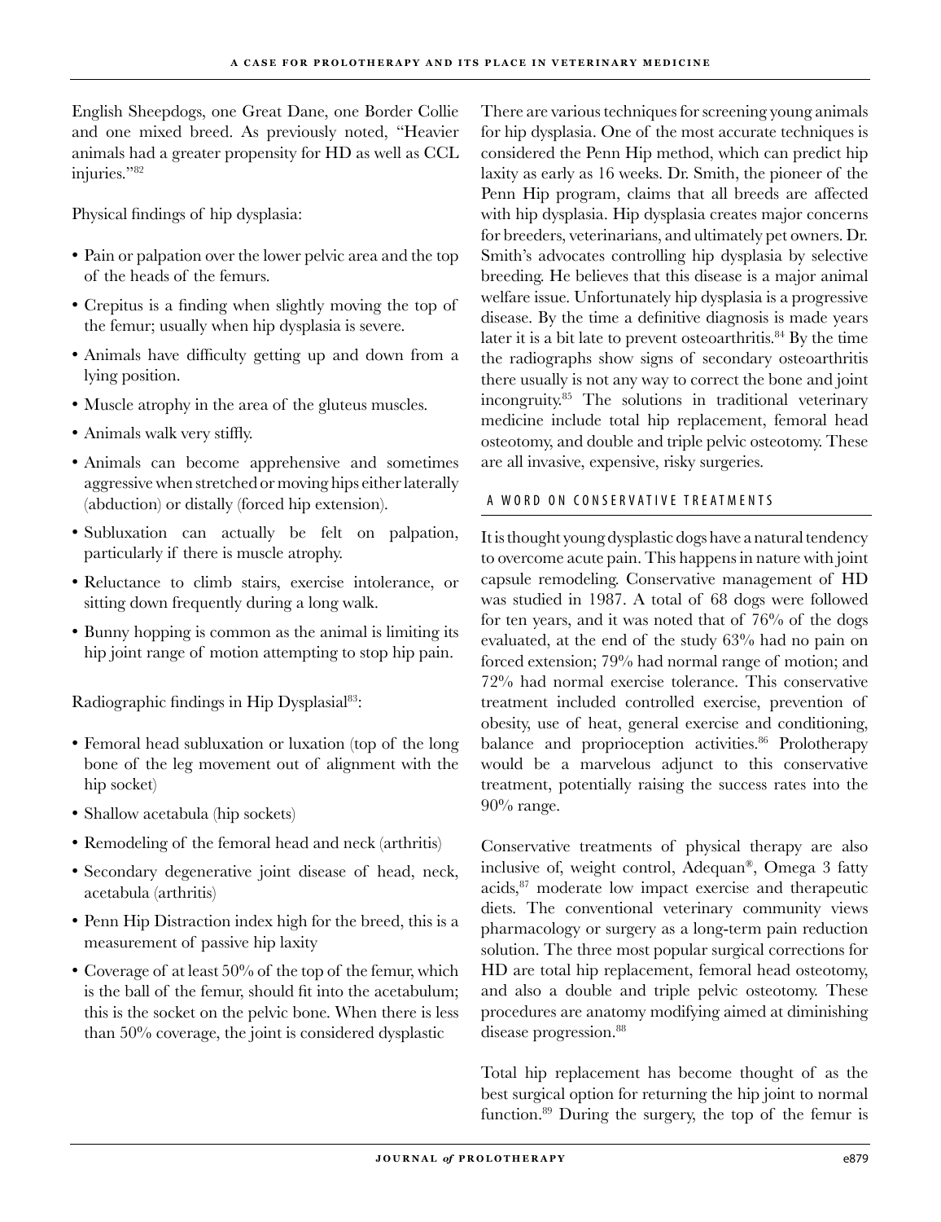English Sheepdogs, one Great Dane, one Border Collie and one mixed breed. As previously noted, "Heavier animals had a greater propensity for HD as well as CCL injuries."[82]

Physical findings of hip dysplasia:

- Pain or palpation over the lower pelvic area and the top of the heads of the femurs.
- Crepitus is a finding when slightly moving the top of the femur; usually when hip dysplasia is severe.
- Animals have difficulty getting up and down from a lying position.
- Muscle atrophy in the area of the gluteus muscles.
- Animals walk very stiffly.
- Animals can become apprehensive and sometimes aggressive when stretched or moving hips either laterally (abduction) or distally (forced hip extension).
- Subluxation can actually be felt on palpation, particularly if there is muscle atrophy.
- Reluctance to climb stairs, exercise intolerance, or sitting down frequently during a long walk.
- Bunny hopping is common as the animal is limiting its hip joint range of motion attempting to stop hip pain.

Radiographic findings in Hip Dysplasial[83]:

- Femoral head subluxation or luxation (top of the long bone of the leg movement out of alignment with the hip socket)
- Shallow acetabula (hip sockets)
- Remodeling of the femoral head and neck (arthritis)
- Secondary degenerative joint disease of head, neck, acetabula (arthritis)
- Penn Hip Distraction index high for the breed, this is a measurement of passive hip laxity
- Coverage of at least 50% of the top of the femur, which is the ball of the femur, should fit into the acetabulum; this is the socket on the pelvic bone. When there is less than 50% coverage, the joint is considered dysplastic

There are various techniques for screening young animals for hip dysplasia. One of the most accurate techniques is considered the Penn Hip method, which can predict hip laxity as early as 16 weeks. Dr. Smith, the pioneer of the Penn Hip program, claims that all breeds are affected with hip dysplasia. Hip dysplasia creates major concerns for breeders, veterinarians, and ultimately pet owners. Dr. Smith's advocates controlling hip dysplasia by selective breeding. He believes that this disease is a major animal welfare issue. Unfortunately hip dysplasia is a progressive disease. By the time a definitive diagnosis is made years later it is a bit late to prevent osteoarthritis.[84] By the time the radiographs show signs of secondary osteoarthritis there usually is not any way to correct the bone and joint incongruity.[85] The solutions in traditional veterinary medicine include total hip replacement, femoral head osteotomy, and double and triple pelvic osteotomy. These are all invasive, expensive, risky surgeries.

## A WORD ON CONSERVATIVE TREATMENTS

It is thought young dysplastic dogs have a natural tendency to overcome acute pain. This happens in nature with joint capsule remodeling. Conservative management of HD was studied in 1987. A total of 68 dogs were followed for ten years, and it was noted that of 76% of the dogs evaluated, at the end of the study 63% had no pain on forced extension; 79% had normal range of motion; and 72% had normal exercise tolerance. This conservative treatment included controlled exercise, prevention of obesity, use of heat, general exercise and conditioning, balance and proprioception activities.[86] Prolotherapy would be a marvelous adjunct to this conservative treatment, potentially raising the success rates into the 90% range.

Conservative treatments of physical therapy are also inclusive of, weight control, Adequan®, Omega 3 fatty acids,[87] moderate low impact exercise and therapeutic diets. The conventional veterinary community views pharmacology or surgery as a long-term pain reduction solution. The three most popular surgical corrections for HD are total hip replacement, femoral head osteotomy, and also a double and triple pelvic osteotomy. These procedures are anatomy modifying aimed at diminishing disease progression.[88]

Total hip replacement has become thought of as the best surgical option for returning the hip joint to normal function.[89] During the surgery, the top of the femur is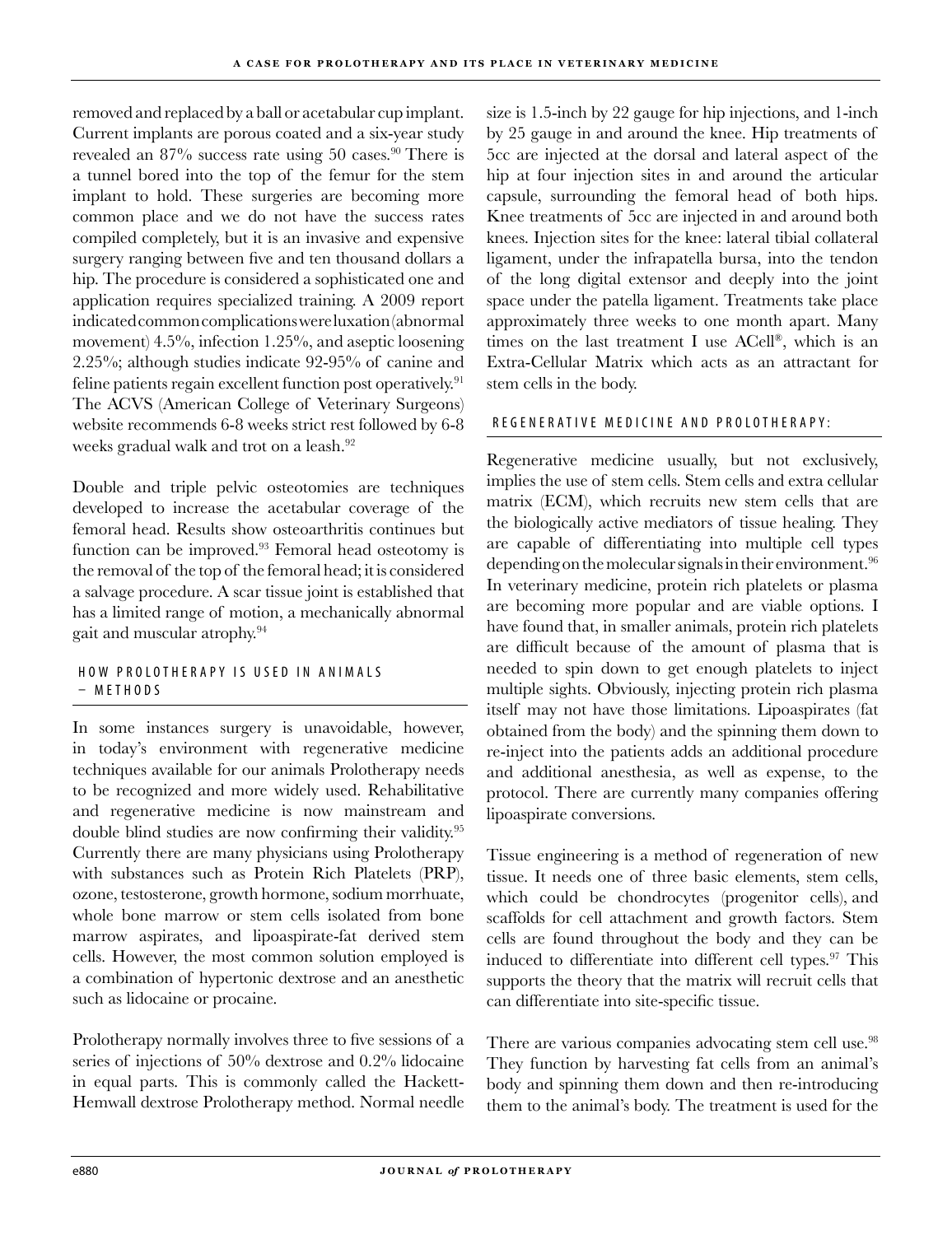removed and replaced by a ball or acetabular cup implant. Current implants are porous coated and a six-year study revealed an 87% success rate using 50 cases.[90] There is a tunnel bored into the top of the femur for the stem implant to hold. These surgeries are becoming more common place and we do not have the success rates compiled completely, but it is an invasive and expensive surgery ranging between five and ten thousand dollars a hip. The procedure is considered a sophisticated one and application requires specialized training. A 2009 report indicated common complications were luxation (abnormal movement) 4.5%, infection 1.25%, and aseptic loosening 2.25%; although studies indicate 92-95% of canine and feline patients regain excellent function post operatively.[91] The ACVS (American College of Veterinary Surgeons) website recommends 6-8 weeks strict rest followed by 6-8 weeks gradual walk and trot on a leash.[92]

Double and triple pelvic osteotomies are techniques developed to increase the acetabular coverage of the femoral head. Results show osteoarthritis continues but function can be improved.[93] Femoral head osteotomy is the removal of the top of the femoral head; it is considered a salvage procedure. A scar tissue joint is established that has a limited range of motion, a mechanically abnormal gait and muscular atrophy.[94]

## HOW PROLOTHERAPY IS USED IN ANIMALS – METHODS

In some instances surgery is unavoidable, however, in today's environment with regenerative medicine techniques available for our animals Prolotherapy needs to be recognized and more widely used. Rehabilitative and regenerative medicine is now mainstream and double blind studies are now confirming their validity.[95] Currently there are many physicians using Prolotherapy with substances such as Protein Rich Platelets (PRP), ozone, testosterone, growth hormone, sodium morrhuate, whole bone marrow or stem cells isolated from bone marrow aspirates, and lipoaspirate-fat derived stem cells. However, the most common solution employed is a combination of hypertonic dextrose and an anesthetic such as lidocaine or procaine.

Prolotherapy normally involves three to five sessions of a series of injections of 50% dextrose and 0.2% lidocaine in equal parts. This is commonly called the Hackett-Hemwall dextrose Prolotherapy method. Normal needle size is 1.5-inch by 22 gauge for hip injections, and 1-inch by 25 gauge in and around the knee. Hip treatments of 5cc are injected at the dorsal and lateral aspect of the hip at four injection sites in and around the articular capsule, surrounding the femoral head of both hips. Knee treatments of 5cc are injected in and around both knees. Injection sites for the knee: lateral tibial collateral ligament, under the infrapatella bursa, into the tendon of the long digital extensor and deeply into the joint space under the patella ligament. Treatments take place approximately three weeks to one month apart. Many times on the last treatment I use ACell®, which is an Extra-Cellular Matrix which acts as an attractant for stem cells in the body.

## REGENERATIVE MEDICINE AND PROLOTHERAPY:

Regenerative medicine usually, but not exclusively, implies the use of stem cells. Stem cells and extra cellular matrix (ECM), which recruits new stem cells that are the biologically active mediators of tissue healing. They are capable of differentiating into multiple cell types depending on the molecular signals in their environment.[96] In veterinary medicine, protein rich platelets or plasma are becoming more popular and are viable options. I have found that, in smaller animals, protein rich platelets are difficult because of the amount of plasma that is needed to spin down to get enough platelets to inject multiple sights. Obviously, injecting protein rich plasma itself may not have those limitations. Lipoaspirates (fat obtained from the body) and the spinning them down to re-inject into the patients adds an additional procedure and additional anesthesia, as well as expense, to the protocol. There are currently many companies offering lipoaspirate conversions.

Tissue engineering is a method of regeneration of new tissue. It needs one of three basic elements, stem cells, which could be chondrocytes (progenitor cells), and scaffolds for cell attachment and growth factors. Stem cells are found throughout the body and they can be induced to differentiate into different cell types.[97] This supports the theory that the matrix will recruit cells that can differentiate into site-specific tissue.

There are various companies advocating stem cell use.[98] They function by harvesting fat cells from an animal's body and spinning them down and then re-introducing them to the animal's body. The treatment is used for the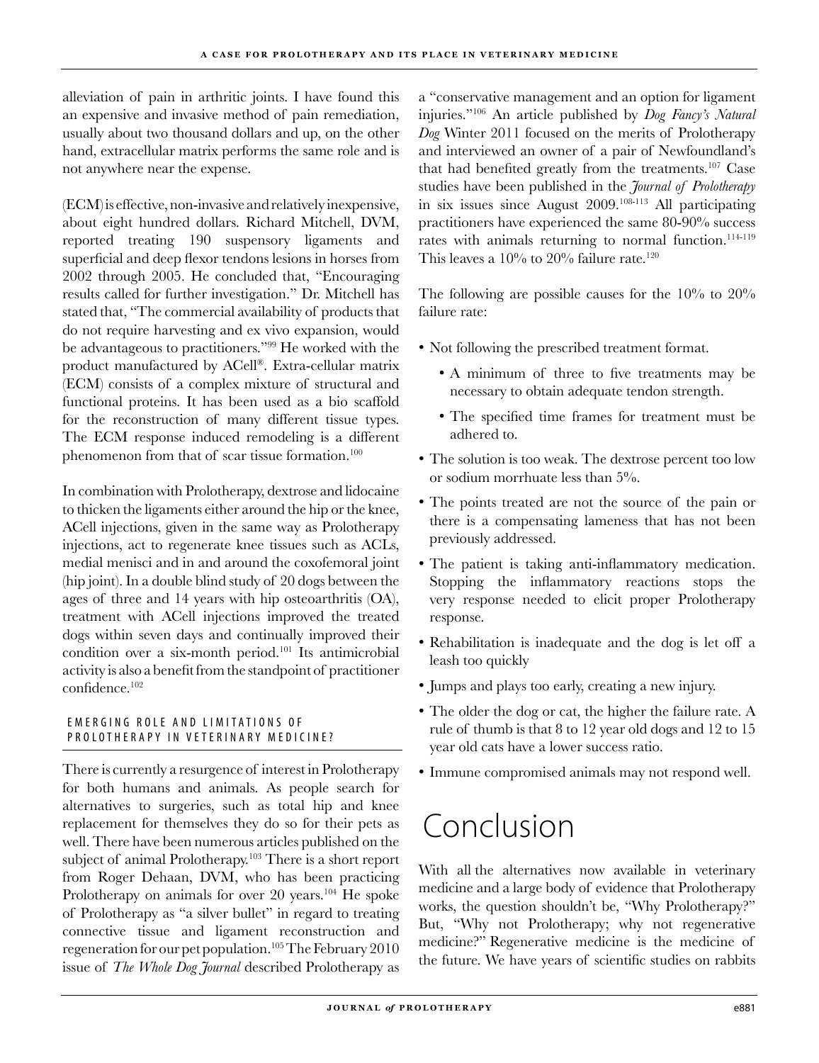alleviation of pain in arthritic joints. I have found this an expensive and invasive method of pain remediation, usually about two thousand dollars and up, on the other hand, extracellular matrix performs the same role and is not anywhere near the expense.

(ECM) is effective, non-invasive and relatively inexpensive, about eight hundred dollars. Richard Mitchell, DVM, reported treating 190 suspensory ligaments and superficial and deep flexor tendons lesions in horses from 2002 through 2005. He concluded that, "Encouraging results called for further investigation." Dr. Mitchell has stated that, "The commercial availability of products that do not require harvesting and ex vivo expansion, would be advantageous to practitioners."[99] He worked with the product manufactured by ACell®. Extra-cellular matrix (ECM) consists of a complex mixture of structural and functional proteins. It has been used as a bio scaffold for the reconstruction of many different tissue types. The ECM response induced remodeling is a different phenomenon from that of scar tissue formation.[100]

In combination with Prolotherapy, dextrose and lidocaine to thicken the ligaments either around the hip or the knee, ACell injections, given in the same way as Prolotherapy injections, act to regenerate knee tissues such as ACLs, medial menisci and in and around the coxofemoral joint (hip joint). In a double blind study of 20 dogs between the ages of three and 14 years with hip osteoarthritis (OA), treatment with ACell injections improved the treated dogs within seven days and continually improved their condition over a six-month period.[101] Its antimicrobial activity is also a benefit from the standpoint of practitioner confidence.[102]

### EMERGING ROLE AND LIMITATIONS OF PROLOTHERAPY IN VETERINARY MEDICINE?

There is currently a resurgence of interest in Prolotherapy for both humans and animals. As people search for alternatives to surgeries, such as total hip and knee replacement for themselves they do so for their pets as well. There have been numerous articles published on the subject of animal Prolotherapy.[103] There is a short report from Roger Dehaan, DVM, who has been practicing Prolotherapy on animals for over 20 years.[104] He spoke of Prolotherapy as "a silver bullet" in regard to treating connective tissue and ligament reconstruction and regeneration for our pet population.[105] The February 2010 issue of *The Whole Dog Journal* described Prolotherapy as a "conservative management and an option for ligament injuries."[106] An article published by *Dog Fancy's Natural Dog* Winter 2011 focused on the merits of Prolotherapy and interviewed an owner of a pair of Newfoundland's that had benefited greatly from the treatments.[107] Case studies have been published in the *Journal of Prolotherapy* in six issues since August 2009.[108-113] All participating practitioners have experienced the same 80-90% success rates with animals returning to normal function.[114-119] This leaves a 10% to 20% failure rate.[120]

The following are possible causes for the 10% to 20% failure rate:

- Not following the prescribed treatment format.
  - A minimum of three to five treatments may be necessary to obtain adequate tendon strength.
  - The specified time frames for treatment must be adhered to.
- The solution is too weak. The dextrose percent too low or sodium morrhuate less than 5%.
- The points treated are not the source of the pain or there is a compensating lameness that has not been previously addressed.
- The patient is taking anti-inflammatory medication. Stopping the inflammatory reactions stops the very response needed to elicit proper Prolotherapy response.
- Rehabilitation is inadequate and the dog is let off a leash too quickly
- Jumps and plays too early, creating a new injury.
- The older the dog or cat, the higher the failure rate. A rule of thumb is that 8 to 12 year old dogs and 12 to 15 year old cats have a lower success ratio.
- Immune compromised animals may not respond well.

# Conclusion

With all the alternatives now available in veterinary medicine and a large body of evidence that Prolotherapy works, the question shouldn't be, "Why Prolotherapy?" But, "Why not Prolotherapy; why not regenerative medicine?" Regenerative medicine is the medicine of the future. We have years of scientific studies on rabbits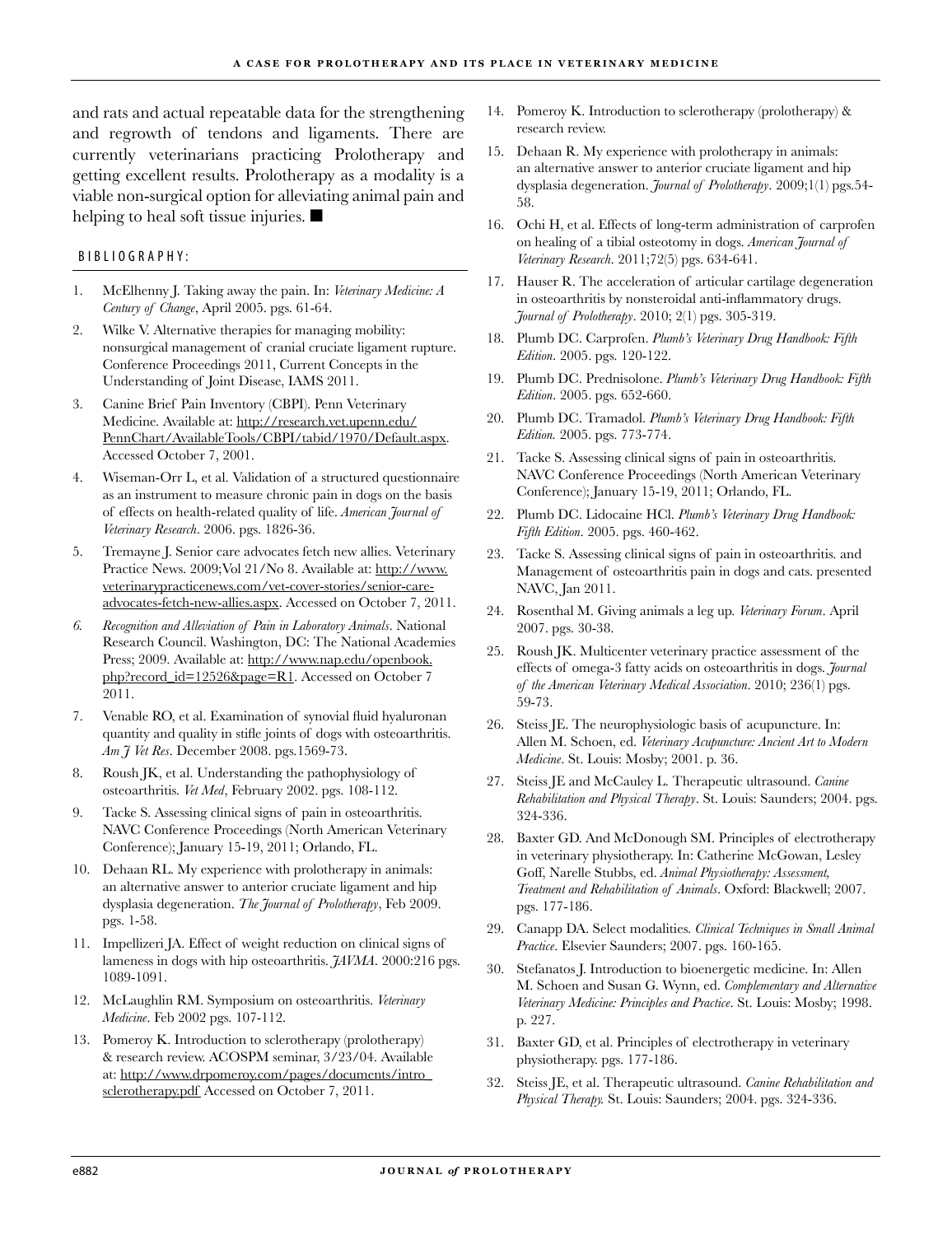and rats and actual repeatable data for the strengthening and regrowth of tendons and ligaments. There are currently veterinarians practicing Prolotherapy and getting excellent results. Prolotherapy as a modality is a viable non-surgical option for alleviating animal pain and helping to heal soft tissue injuries. ■

## BIBLIOGRAPHY:

1. McElhenny J. Taking away the pain. In: *Veterinary Medicine: A Century of Change*, April 2005. pgs. 61-64.
2. Wilke V. Alternative therapies for managing mobility: nonsurgical management of cranial cruciate ligament rupture. Conference Proceedings 2011, Current Concepts in the Understanding of Joint Disease, IAMS 2011.
3. Canine Brief Pain Inventory (CBPI). Penn Veterinary Medicine. Available at: http://research.vet.upenn.edu/PennChart/AvailableTools/CBPI/tabid/1970/Default.aspx. Accessed October 7, 2001.
4. Wiseman-Orr L, et al. Validation of a structured questionnaire as an instrument to measure chronic pain in dogs on the basis of effects on health-related quality of life. *American Journal of Veterinary Research*. 2006. pgs. 1826-36.
5. Tremayne J. Senior care advocates fetch new allies. Veterinary Practice News. 2009;Vol 21/No 8. Available at: http://www.veterinarypracticenews.com/vet-cover-stories/senior-care-advocates-fetch-new-allies.aspx. Accessed on October 7, 2011.
6. *Recognition and Alleviation of Pain in Laboratory Animals*. National Research Council. Washington, DC: The National Academies Press; 2009. Available at: http://www.nap.edu/openbook.php?record_id=12526&page=R1. Accessed on October 7 2011.
7. Venable RO, et al. Examination of synovial fluid hyaluronan quantity and quality in stifle joints of dogs with osteoarthritis. *Am J Vet Res*. December 2008. pgs.1569-73.
8. Roush JK, et al. Understanding the pathophysiology of osteoarthritis. *Vet Med*, February 2002. pgs. 108-112.
9. Tacke S. Assessing clinical signs of pain in osteoarthritis. NAVC Conference Proceedings (North American Veterinary Conference); January 15-19, 2011; Orlando, FL.
10. Dehaan RL. My experience with prolotherapy in animals: an alternative answer to anterior cruciate ligament and hip dysplasia degeneration. *The Journal of Prolotherapy*, Feb 2009. pgs. 1-58.
11. Impellizeri JA. Effect of weight reduction on clinical signs of lameness in dogs with hip osteoarthritis. *JAVMA*. 2000:216 pgs. 1089-1091.
12. McLaughlin RM. Symposium on osteoarthritis. *Veterinary Medicine*. Feb 2002 pgs. 107-112.
13. Pomeroy K. Introduction to sclerotherapy (prolotherapy) & research review. ACOSPM seminar, 3/23/04. Available at: http://www.drpomeroy.com/pages/documents/intro_sclerotherapy.pdf Accessed on October 7, 2011.
14. Pomeroy K. Introduction to sclerotherapy (prolotherapy) & research review.
15. Dehaan R. My experience with prolotherapy in animals: an alternative answer to anterior cruciate ligament and hip dysplasia degeneration. *Journal of Prolotherapy*. 2009;1(1) pgs.54-58.
16. Ochi H, et al. Effects of long-term administration of carprofen on healing of a tibial osteotomy in dogs. *American Journal of Veterinary Research*. 2011;72(5) pgs. 634-641.
17. Hauser R. The acceleration of articular cartilage degeneration in osteoarthritis by nonsteroidal anti-inflammatory drugs. *Journal of Prolotherapy*. 2010; 2(1) pgs. 305-319.
18. Plumb DC. Carprofen. *Plumb's Veterinary Drug Handbook: Fifth Edition*. 2005. pgs. 120-122.
19. Plumb DC. Prednisolone. *Plumb's Veterinary Drug Handbook: Fifth Edition*. 2005. pgs. 652-660.
20. Plumb DC. Tramadol. *Plumb's Veterinary Drug Handbook: Fifth Edition.* 2005. pgs. 773-774.
21. Tacke S. Assessing clinical signs of pain in osteoarthritis. NAVC Conference Proceedings (North American Veterinary Conference); January 15-19, 2011; Orlando, FL.
22. Plumb DC. Lidocaine HCl. *Plumb's Veterinary Drug Handbook: Fifth Edition*. 2005. pgs. 460-462.
23. Tacke S. Assessing clinical signs of pain in osteoarthritis. and Management of osteoarthritis pain in dogs and cats. presented NAVC, Jan 2011.
24. Rosenthal M. Giving animals a leg up. *Veterinary Forum*. April 2007. pgs. 30-38.
25. Roush JK. Multicenter veterinary practice assessment of the effects of omega-3 fatty acids on osteoarthritis in dogs. *Journal of the American Veterinary Medical Association*. 2010; 236(1) pgs. 59-73.
26. Steiss JE. The neurophysiologic basis of acupuncture. In: Allen M. Schoen, ed. *Veterinary Acupuncture: Ancient Art to Modern Medicine*. St. Louis: Mosby; 2001. p. 36.
27. Steiss JE and McCauley L. Therapeutic ultrasound. *Canine Rehabilitation and Physical Therapy*. St. Louis: Saunders; 2004. pgs. 324-336.
28. Baxter GD. And McDonough SM. Principles of electrotherapy in veterinary physiotherapy. In: Catherine McGowan, Lesley Goff, Narelle Stubbs, ed. *Animal Physiotherapy: Assessment, Treatment and Rehabilitation of Animals*. Oxford: Blackwell; 2007. pgs. 177-186.
29. Canapp DA. Select modalities. *Clinical Techniques in Small Animal Practice*. Elsevier Saunders; 2007. pgs. 160-165.
30. Stefanatos J. Introduction to bioenergetic medicine. In: Allen M. Schoen and Susan G. Wynn, ed. *Complementary and Alternative Veterinary Medicine: Principles and Practice*. St. Louis: Mosby; 1998. p. 227.
31. Baxter GD, et al. Principles of electrotherapy in veterinary physiotherapy. pgs. 177-186.
32. Steiss JE, et al. Therapeutic ultrasound. *Canine Rehabilitation and Physical Therapy.* St. Louis: Saunders; 2004. pgs. 324-336.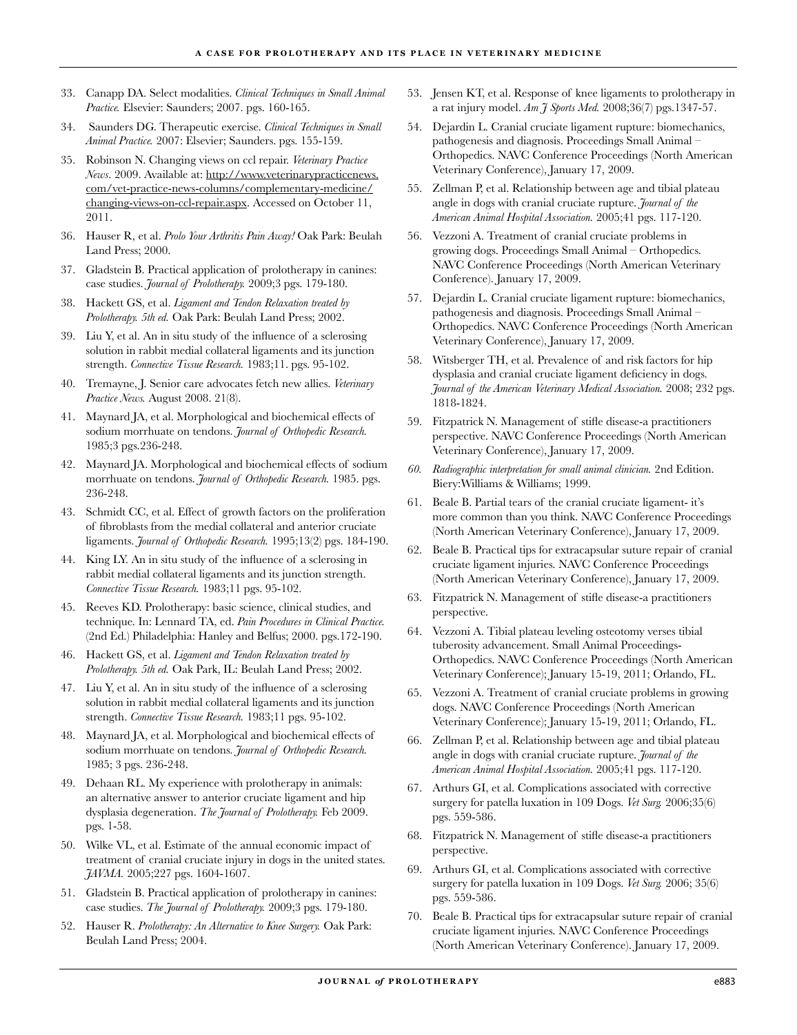33. Canapp DA. Select modalities. *Clinical Techniques in Small Animal Practice.* Elsevier: Saunders; 2007. pgs. 160-165.

34. Saunders DG. Therapeutic exercise. *Clinical Techniques in Small Animal Practice.* 2007: Elsevier; Saunders. pgs. 155-159.

35. Robinson N. Changing views on ccl repair. *Veterinary Practice News*. 2009. Available at: http://www.veterinarypracticenews.com/vet-practice-news-columns/complementary-medicine/changing-views-on-ccl-repair.aspx. Accessed on October 11, 2011.

36. Hauser R, et al. *Prolo Your Arthritis Pain Away!* Oak Park: Beulah Land Press; 2000.

37. Gladstein B. Practical application of prolotherapy in canines: case studies. *Journal of Prolotherapy.* 2009;3 pgs. 179-180.

38. Hackett GS, et al. *Ligament and Tendon Relaxation treated by Prolotherapy. 5th ed.* Oak Park: Beulah Land Press; 2002.

39. Liu Y, et al. An in situ study of the influence of a sclerosing solution in rabbit medial collateral ligaments and its junction strength. *Connective Tissue Research.* 1983;11. pgs. 95-102.

40. Tremayne, J. Senior care advocates fetch new allies. *Veterinary Practice News.* August 2008. 21(8).

41. Maynard JA, et al. Morphological and biochemical effects of sodium morrhuate on tendons. *Journal of Orthopedic Research.* 1985;3 pgs.236-248.

42. Maynard JA. Morphological and biochemical effects of sodium morrhuate on tendons. *Journal of Orthopedic Research.* 1985. pgs. 236-248.

43. Schmidt CC, et al. Effect of growth factors on the proliferation of fibroblasts from the medial collateral and anterior cruciate ligaments. *Journal of Orthopedic Research.* 1995;13(2) pgs. 184-190.

44. King LY. An in situ study of the influence of a sclerosing in rabbit medial collateral ligaments and its junction strength. *Connective Tissue Research.* 1983;11 pgs. 95-102.

45. Reeves KD. Prolotherapy: basic science, clinical studies, and technique. In: Lennard TA, ed. *Pain Procedures in Clinical Practice.* (2nd Ed.) Philadelphia: Hanley and Belfus; 2000. pgs.172-190.

46. Hackett GS, et al. *Ligament and Tendon Relaxation treated by Prolotherapy. 5th ed.* Oak Park, IL: Beulah Land Press; 2002.

47. Liu Y, et al. An in situ study of the influence of a sclerosing solution in rabbit medial collateral ligaments and its junction strength. *Connective Tissue Research.* 1983;11 pgs. 95-102.

48. Maynard JA, et al. Morphological and biochemical effects of sodium morrhuate on tendons. *Journal of Orthopedic Research.* 1985; 3 pgs. 236-248.

49. Dehaan RL. My experience with prolotherapy in animals: an alternative answer to anterior cruciate ligament and hip dysplasia degeneration. *The Journal of Prolotherapy.* Feb 2009. pgs. 1-58.

50. Wilke VL, et al. Estimate of the annual economic impact of treatment of cranial cruciate injury in dogs in the united states. *JAVMA.* 2005;227 pgs. 1604-1607.

51. Gladstein B. Practical application of prolotherapy in canines: case studies. *The Journal of Prolotherapy.* 2009;3 pgs. 179-180.

52. Hauser R. *Prolotherapy: An Alternative to Knee Surgery.* Oak Park: Beulah Land Press; 2004.

53. Jensen KT, et al. Response of knee ligaments to prolotherapy in a rat injury model. *Am J Sports Med.* 2008;36(7) pgs.1347-57.

54. Dejardin L. Cranial cruciate ligament rupture: biomechanics, pathogenesis and diagnosis. Proceedings Small Animal – Orthopedics. NAVC Conference Proceedings (North American Veterinary Conference), January 17, 2009.

55. Zellman P, et al. Relationship between age and tibial plateau angle in dogs with cranial cruciate rupture. *Journal of the American Animal Hospital Association.* 2005;41 pgs. 117-120.

56. Vezzoni A. Treatment of cranial cruciate problems in growing dogs. Proceedings Small Animal – Orthopedics. NAVC Conference Proceedings (North American Veterinary Conference). January 17, 2009.

57. Dejardin L. Cranial cruciate ligament rupture: biomechanics, pathogenesis and diagnosis. Proceedings Small Animal – Orthopedics. NAVC Conference Proceedings (North American Veterinary Conference), January 17, 2009.

58. Witsberger TH, et al. Prevalence of and risk factors for hip dysplasia and cranial cruciate ligament deficiency in dogs. *Journal of the American Veterinary Medical Association.* 2008; 232 pgs. 1818-1824.

59. Fitzpatrick N. Management of stifle disease-a practitioners perspective. NAVC Conference Proceedings (North American Veterinary Conference), January 17, 2009.

60. *Radiographic interpretation for small animal clinician.* 2nd Edition. Biery:Williams & Williams; 1999.

61. Beale B. Partial tears of the cranial cruciate ligament- it's more common than you think. NAVC Conference Proceedings (North American Veterinary Conference), January 17, 2009.

62. Beale B. Practical tips for extracapsular suture repair of cranial cruciate ligament injuries. NAVC Conference Proceedings (North American Veterinary Conference), January 17, 2009.

63. Fitzpatrick N. Management of stifle disease-a practitioners perspective.

64. Vezzoni A. Tibial plateau leveling osteotomy verses tibial tuberosity advancement. Small Animal Proceedings-Orthopedics. NAVC Conference Proceedings (North American Veterinary Conference); January 15-19, 2011; Orlando, FL.

65. Vezzoni A. Treatment of cranial cruciate problems in growing dogs. NAVC Conference Proceedings (North American Veterinary Conference); January 15-19, 2011; Orlando, FL.

66. Zellman P, et al. Relationship between age and tibial plateau angle in dogs with cranial cruciate rupture. *Journal of the American Animal Hospital Association.* 2005;41 pgs. 117-120.

67. Arthurs GI, et al. Complications associated with corrective surgery for patella luxation in 109 Dogs. *Vet Surg.* 2006;35(6) pgs. 559-586.

68. Fitzpatrick N. Management of stifle disease-a practitioners perspective.

69. Arthurs GI, et al. Complications associated with corrective surgery for patella luxation in 109 Dogs. *Vet Surg.* 2006; 35(6) pgs. 559-586.

70. Beale B. Practical tips for extracapsular suture repair of cranial cruciate ligament injuries. NAVC Conference Proceedings (North American Veterinary Conference). January 17, 2009.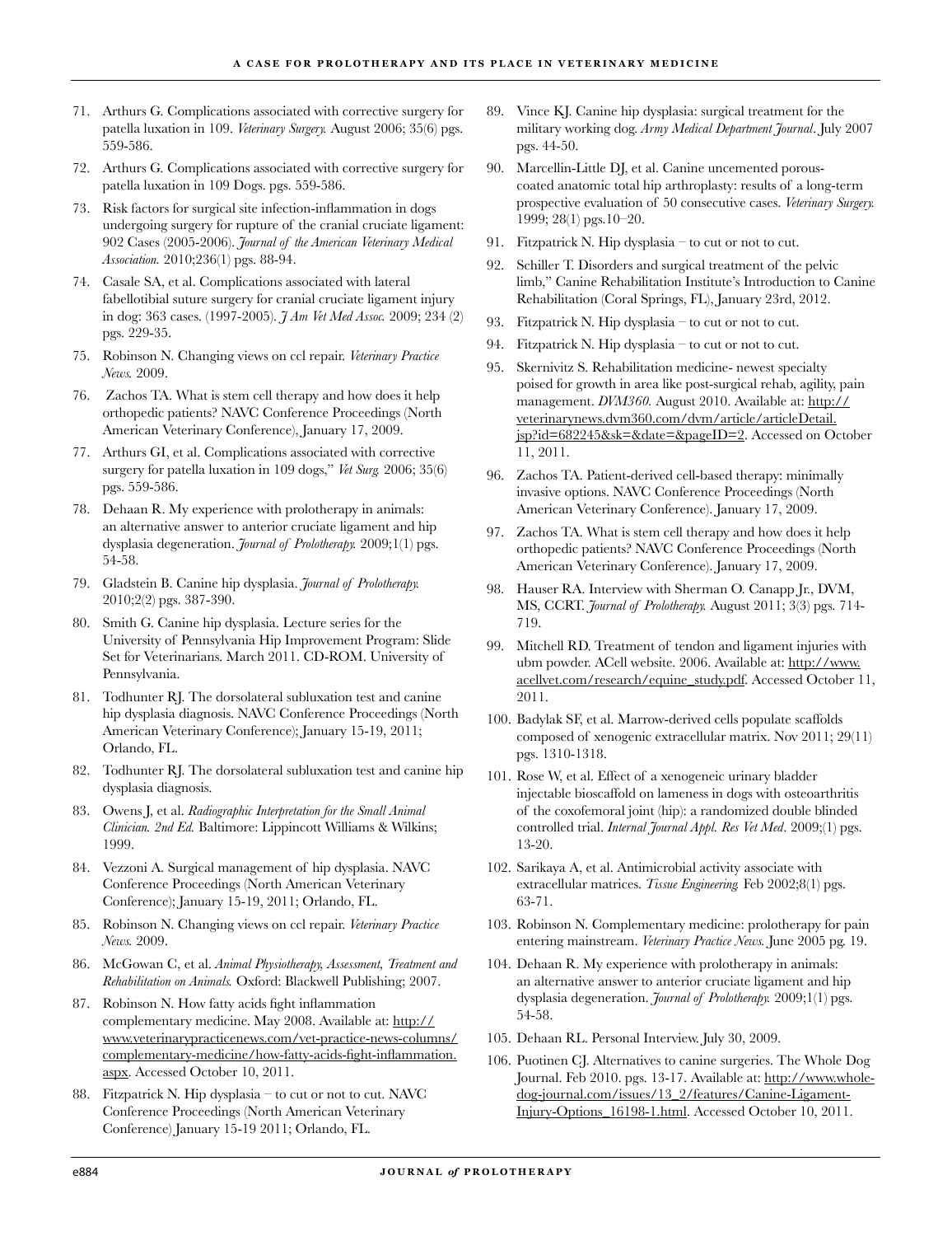71. Arthurs G. Complications associated with corrective surgery for patella luxation in 109. *Veterinary Surgery.* August 2006; 35(6) pgs. 559-586.
72. Arthurs G. Complications associated with corrective surgery for patella luxation in 109 Dogs. pgs. 559-586.
73. Risk factors for surgical site infection-inflammation in dogs undergoing surgery for rupture of the cranial cruciate ligament: 902 Cases (2005-2006). *Journal of the American Veterinary Medical Association.* 2010;236(1) pgs. 88-94.
74. Casale SA, et al. Complications associated with lateral fabellotibial suture surgery for cranial cruciate ligament injury in dog: 363 cases. (1997-2005). *J Am Vet Med Assoc.* 2009; 234 (2) pgs. 229-35.
75. Robinson N. Changing views on ccl repair. *Veterinary Practice News.* 2009.
76. Zachos TA. What is stem cell therapy and how does it help orthopedic patients? NAVC Conference Proceedings (North American Veterinary Conference), January 17, 2009.
77. Arthurs GI, et al. Complications associated with corrective surgery for patella luxation in 109 dogs," *Vet Surg.* 2006; 35(6) pgs. 559-586.
78. Dehaan R. My experience with prolotherapy in animals: an alternative answer to anterior cruciate ligament and hip dysplasia degeneration. *Journal of Prolotherapy.* 2009;1(1) pgs. 54-58.
79. Gladstein B. Canine hip dysplasia. *Journal of Prolotherapy.* 2010;2(2) pgs. 387-390.
80. Smith G. Canine hip dysplasia. Lecture series for the University of Pennsylvania Hip Improvement Program: Slide Set for Veterinarians. March 2011. CD-ROM. University of Pennsylvania.
81. Todhunter RJ. The dorsolateral subluxation test and canine hip dysplasia diagnosis. NAVC Conference Proceedings (North American Veterinary Conference); January 15-19, 2011; Orlando, FL.
82. Todhunter RJ. The dorsolateral subluxation test and canine hip dysplasia diagnosis.
83. Owens J, et al. *Radiographic Interpretation for the Small Animal Clinician. 2nd Ed.* Baltimore: Lippincott Williams & Wilkins; 1999.
84. Vezzoni A. Surgical management of hip dysplasia. NAVC Conference Proceedings (North American Veterinary Conference); January 15-19, 2011; Orlando, FL.
85. Robinson N. Changing views on ccl repair. *Veterinary Practice News.* 2009.
86. McGowan C, et al. *Animal Physiotherapy, Assessment, Treatment and Rehabilitation on Animals.* Oxford: Blackwell Publishing; 2007.
87. Robinson N. How fatty acids fight inflammation complementary medicine. May 2008. Available at: http://www.veterinarypracticenews.com/vet-practice-news-columns/complementary-medicine/how-fatty-acids-fight-inflammation.aspx. Accessed October 10, 2011.
88. Fitzpatrick N. Hip dysplasia – to cut or not to cut. NAVC Conference Proceedings (North American Veterinary Conference) January 15-19 2011; Orlando, FL.
89. Vince KJ. Canine hip dysplasia: surgical treatment for the military working dog. *Army Medical Department Journal*. July 2007 pgs. 44-50.
90. Marcellin-Little DJ, et al. Canine uncemented porous-coated anatomic total hip arthroplasty: results of a long-term prospective evaluation of 50 consecutive cases. *Veterinary Surgery.* 1999; 28(1) pgs.10–20.
91. Fitzpatrick N. Hip dysplasia – to cut or not to cut.
92. Schiller T. Disorders and surgical treatment of the pelvic limb," Canine Rehabilitation Institute's Introduction to Canine Rehabilitation (Coral Springs, FL), January 23rd, 2012.
93. Fitzpatrick N. Hip dysplasia – to cut or not to cut.
94. Fitzpatrick N. Hip dysplasia – to cut or not to cut.
95. Skernivitz S. Rehabilitation medicine- newest specialty poised for growth in area like post-surgical rehab, agility, pain management. *DVM360.* August 2010. Available at: http://veterinarynews.dvm360.com/dvm/article/articleDetail.jsp?id=682245&sk=&date=&pageID=2. Accessed on October 11, 2011.
96. Zachos TA. Patient-derived cell-based therapy: minimally invasive options. NAVC Conference Proceedings (North American Veterinary Conference). January 17, 2009.
97. Zachos TA. What is stem cell therapy and how does it help orthopedic patients? NAVC Conference Proceedings (North American Veterinary Conference). January 17, 2009.
98. Hauser RA. Interview with Sherman O. Canapp Jr., DVM, MS, CCRT. *Journal of Prolotherapy.* August 2011; 3(3) pgs. 714-719.
99. Mitchell RD. Treatment of tendon and ligament injuries with ubm powder. ACell website. 2006. Available at: http://www.acellvet.com/research/equine_study.pdf. Accessed October 11, 2011.
100. Badylak SF, et al. Marrow-derived cells populate scaffolds composed of xenogenic extracellular matrix. Nov 2011; 29(11) pgs. 1310-1318.
101. Rose W, et al. Effect of a xenogeneic urinary bladder injectable bioscaffold on lameness in dogs with osteoarthritis of the coxofemoral joint (hip): a randomized double blinded controlled trial. *Internal Journal Appl. Res Vet Med*. 2009;(1) pgs. 13-20.
102. Sarikaya A, et al. Antimicrobial activity associate with extracellular matrices. *Tissue Engineering.* Feb 2002;8(1) pgs. 63-71.
103. Robinson N. Complementary medicine: prolotherapy for pain entering mainstream. *Veterinary Practice News.* June 2005 pg. 19.
104. Dehaan R. My experience with prolotherapy in animals: an alternative answer to anterior cruciate ligament and hip dysplasia degeneration. *Journal of Prolotherapy.* 2009;1(1) pgs. 54-58.
105. Dehaan RL. Personal Interview. July 30, 2009.
106. Puotinen CJ. Alternatives to canine surgeries. The Whole Dog Journal. Feb 2010. pgs. 13-17. Available at: http://www.whole-dog-journal.com/issues/13_2/features/Canine-Ligament-Injury-Options_16198-1.html. Accessed October 10, 2011.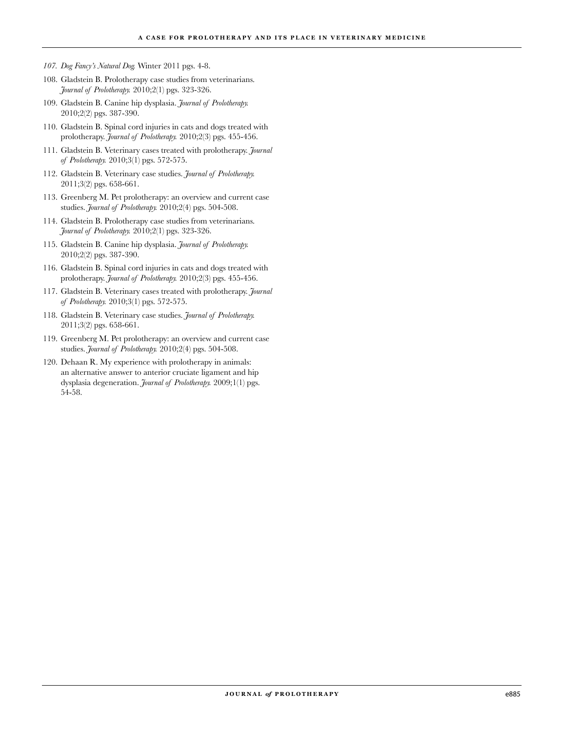107. *Dog Fancy's Natural Dog.* Winter 2011 pgs. 4-8.
108. Gladstein B. Prolotherapy case studies from veterinarians. *Journal of Prolotherapy.* 2010;2(1) pgs. 323-326.
109. Gladstein B. Canine hip dysplasia. *Journal of Prolotherapy.* 2010;2(2) pgs. 387-390.
110. Gladstein B. Spinal cord injuries in cats and dogs treated with prolotherapy. *Journal of Prolotherapy.* 2010;2(3) pgs. 455-456.
111. Gladstein B. Veterinary cases treated with prolotherapy. *Journal of Prolotherapy.* 2010;3(1) pgs. 572-575.
112. Gladstein B. Veterinary case studies. *Journal of Prolotherapy.* 2011;3(2) pgs. 658-661.
113. Greenberg M. Pet prolotherapy: an overview and current case studies. *Journal of Prolotherapy.* 2010;2(4) pgs. 504-508.
114. Gladstein B. Prolotherapy case studies from veterinarians. *Journal of Prolotherapy.* 2010;2(1) pgs. 323-326.
115. Gladstein B. Canine hip dysplasia. *Journal of Prolotherapy.* 2010;2(2) pgs. 387-390.
116. Gladstein B. Spinal cord injuries in cats and dogs treated with prolotherapy. *Journal of Prolotherapy.* 2010;2(3) pgs. 455-456.
117. Gladstein B. Veterinary cases treated with prolotherapy. *Journal of Prolotherapy.* 2010;3(1) pgs. 572-575.
118. Gladstein B. Veterinary case studies. *Journal of Prolotherapy.* 2011;3(2) pgs. 658-661.
119. Greenberg M. Pet prolotherapy: an overview and current case studies. *Journal of Prolotherapy.* 2010;2(4) pgs. 504-508.
120. Dehaan R. My experience with prolotherapy in animals: an alternative answer to anterior cruciate ligament and hip dysplasia degeneration. *Journal of Prolotherapy.* 2009;1(1) pgs. 54-58.